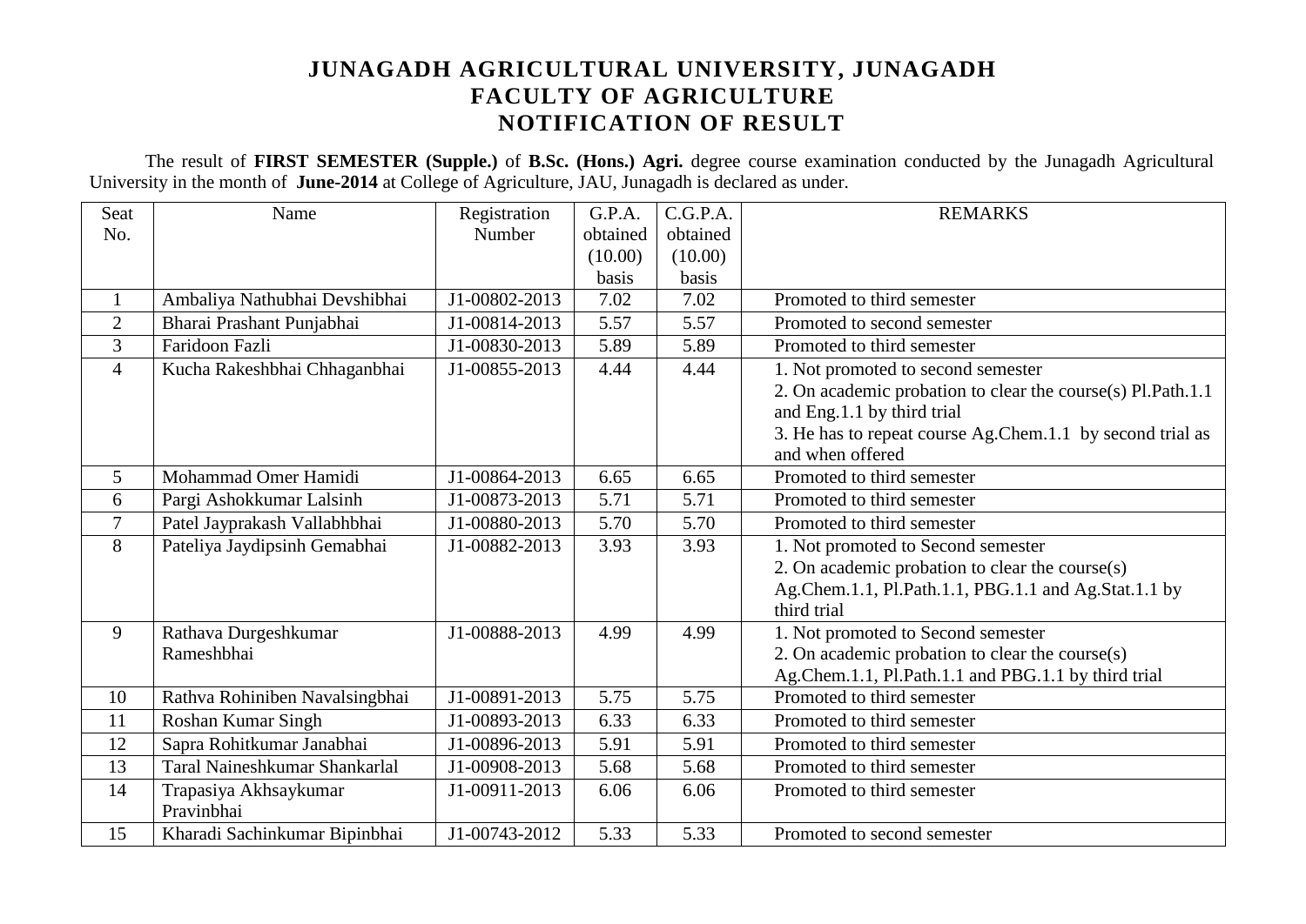# JUNAGADH AGRICULTURAL UNIVERSITY, JUNAGADH
## FACULTY OF AGRICULTURE
## NOTIFICATION OF RESULT

The result of **FIRST SEMESTER (Supple.)** of **B.Sc. (Hons.) Agri.** degree course examination conducted by the Junagadh Agricultural University in the month of **June-2014** at College of Agriculture, JAU, Junagadh is declared as under.

| Seat No. | Name | Registration Number | G.P.A. obtained (10.00) basis | C.G.P.A. obtained (10.00) basis | REMARKS |
|---|---|---|---|---|---|
| 1 | Ambaliya Nathubhai Devshibhai | J1-00802-2013 | 7.02 | 7.02 | Promoted to third semester |
| 2 | Bharai Prashant Punjabhai | J1-00814-2013 | 5.57 | 5.57 | Promoted to second semester |
| 3 | Faridoon Fazli | J1-00830-2013 | 5.89 | 5.89 | Promoted to third semester |
| 4 | Kucha Rakeshbhai Chhaganbhai | J1-00855-2013 | 4.44 | 4.44 | 1. Not promoted to second semester<br>2. On academic probation to clear the course(s) Pl.Path.1.1 and Eng.1.1 by third trial<br>3. He has to repeat course Ag.Chem.1.1 by second trial as and when offered |
| 5 | Mohammad Omer Hamidi | J1-00864-2013 | 6.65 | 6.65 | Promoted to third semester |
| 6 | Pargi Ashokkumar Lalsinh | J1-00873-2013 | 5.71 | 5.71 | Promoted to third semester |
| 7 | Patel Jayprakash Vallabhbhai | J1-00880-2013 | 5.70 | 5.70 | Promoted to third semester |
| 8 | Pateliya Jaydipsinh Gemabhai | J1-00882-2013 | 3.93 | 3.93 | 1. Not promoted to Second semester<br>2. On academic probation to clear the course(s) Ag.Chem.1.1, Pl.Path.1.1, PBG.1.1 and Ag.Stat.1.1 by third trial |
| 9 | Rathava Durgeshkumar Rameshbhai | J1-00888-2013 | 4.99 | 4.99 | 1. Not promoted to Second semester<br>2. On academic probation to clear the course(s) Ag.Chem.1.1, Pl.Path.1.1 and PBG.1.1 by third trial |
| 10 | Rathva Rohiniben Navalsingbhai | J1-00891-2013 | 5.75 | 5.75 | Promoted to third semester |
| 11 | Roshan Kumar Singh | J1-00893-2013 | 6.33 | 6.33 | Promoted to third semester |
| 12 | Sapra Rohitkumar Janabhai | J1-00896-2013 | 5.91 | 5.91 | Promoted to third semester |
| 13 | Taral Naineshkumar Shankarlal | J1-00908-2013 | 5.68 | 5.68 | Promoted to third semester |
| 14 | Trapasiya Akhsaykumar Pravinbhai | J1-00911-2013 | 6.06 | 6.06 | Promoted to third semester |
| 15 | Kharadi Sachinkumar Bipinbhai | J1-00743-2012 | 5.33 | 5.33 | Promoted to second semester |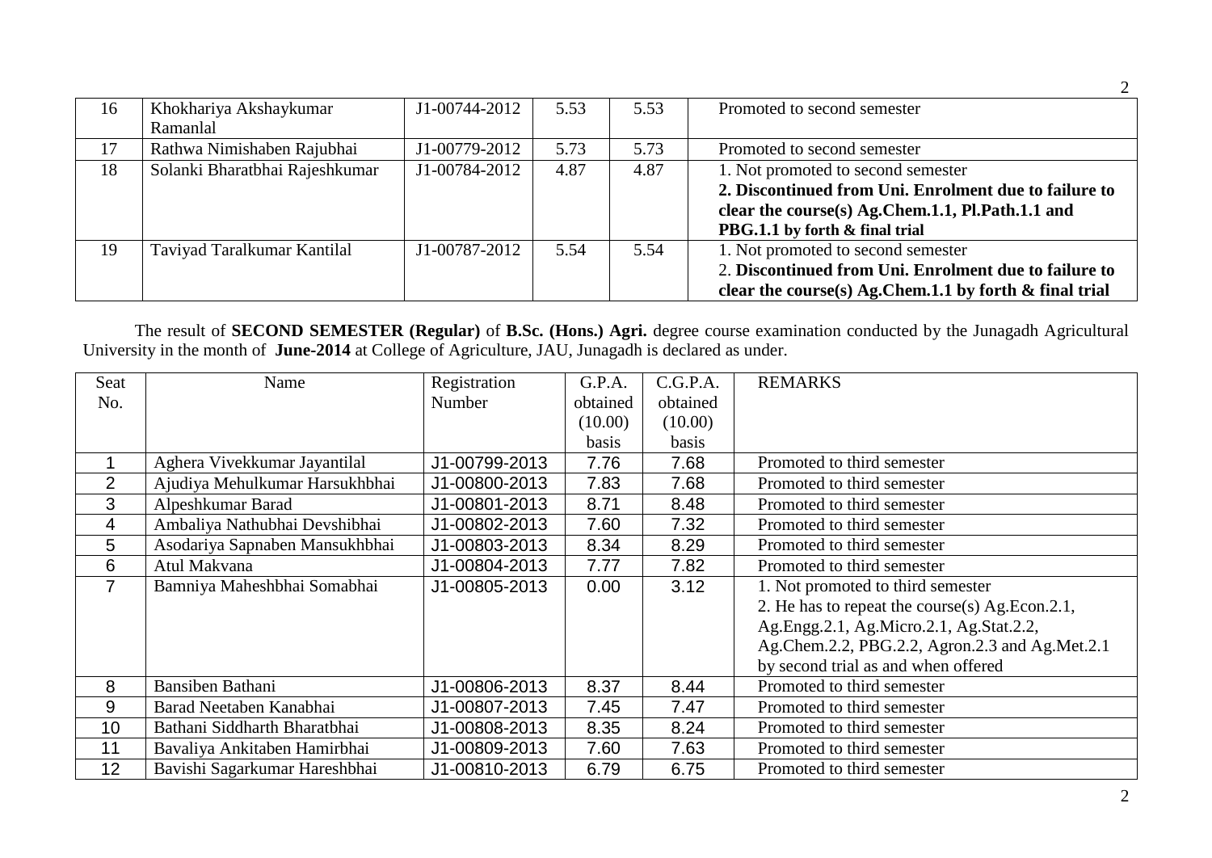| 16 | Khokhariya Akshaykumar Ramanlal | J1-00744-2012 | 5.53 | 5.53 | Promoted to second semester |
|---|---|---|---|---|---|
| 17 | Rathwa Nimishaben Rajubhai | J1-00779-2012 | 5.73 | 5.73 | Promoted to second semester |
| 18 | Solanki Bharatbhai Rajeshkumar | J1-00784-2012 | 4.87 | 4.87 | 1. Not promoted to second semester<br>**2. Discontinued from Uni. Enrolment due to failure to clear the course(s) Ag.Chem.1.1, Pl.Path.1.1 and PBG.1.1 by forth & final trial** |
| 19 | Taviyad Taralkumar Kantilal | J1-00787-2012 | 5.54 | 5.54 | 1. Not promoted to second semester<br>2. **Discontinued from Uni. Enrolment due to failure to clear the course(s) Ag.Chem.1.1 by forth & final trial** |

The result of **SECOND SEMESTER (Regular)** of **B.Sc. (Hons.) Agri.** degree course examination conducted by the Junagadh Agricultural University in the month of **June-2014** at College of Agriculture, JAU, Junagadh is declared as under.

| Seat No. | Name | Registration Number | G.P.A. obtained (10.00) basis | C.G.P.A. obtained (10.00) basis | REMARKS |
|---|---|---|---|---|---|
| 1 | Aghera Vivekkumar Jayantilal | J1-00799-2013 | 7.76 | 7.68 | Promoted to third semester |
| 2 | Ajudiya Mehulkumar Harsukhbhai | J1-00800-2013 | 7.83 | 7.68 | Promoted to third semester |
| 3 | Alpeshkumar Barad | J1-00801-2013 | 8.71 | 8.48 | Promoted to third semester |
| 4 | Ambaliya Nathubhai Devshibhai | J1-00802-2013 | 7.60 | 7.32 | Promoted to third semester |
| 5 | Asodariya Sapnaben Mansukhbhai | J1-00803-2013 | 8.34 | 8.29 | Promoted to third semester |
| 6 | Atul Makvana | J1-00804-2013 | 7.77 | 7.82 | Promoted to third semester |
| 7 | Bamniya Maheshbhai Somabhai | J1-00805-2013 | 0.00 | 3.12 | 1. Not promoted to third semester<br>2. He has to repeat the course(s) Ag.Econ.2.1, Ag.Engg.2.1, Ag.Micro.2.1, Ag.Stat.2.2, Ag.Chem.2.2, PBG.2.2, Agron.2.3 and Ag.Met.2.1 by second trial as and when offered |
| 8 | Bansiben Bathani | J1-00806-2013 | 8.37 | 8.44 | Promoted to third semester |
| 9 | Barad Neetaben Kanabhai | J1-00807-2013 | 7.45 | 7.47 | Promoted to third semester |
| 10 | Bathani Siddharth Bharatbhai | J1-00808-2013 | 8.35 | 8.24 | Promoted to third semester |
| 11 | Bavaliya Ankitaben Hamirbhai | J1-00809-2013 | 7.60 | 7.63 | Promoted to third semester |
| 12 | Bavishi Sagarkumar Hareshbhai | J1-00810-2013 | 6.79 | 6.75 | Promoted to third semester |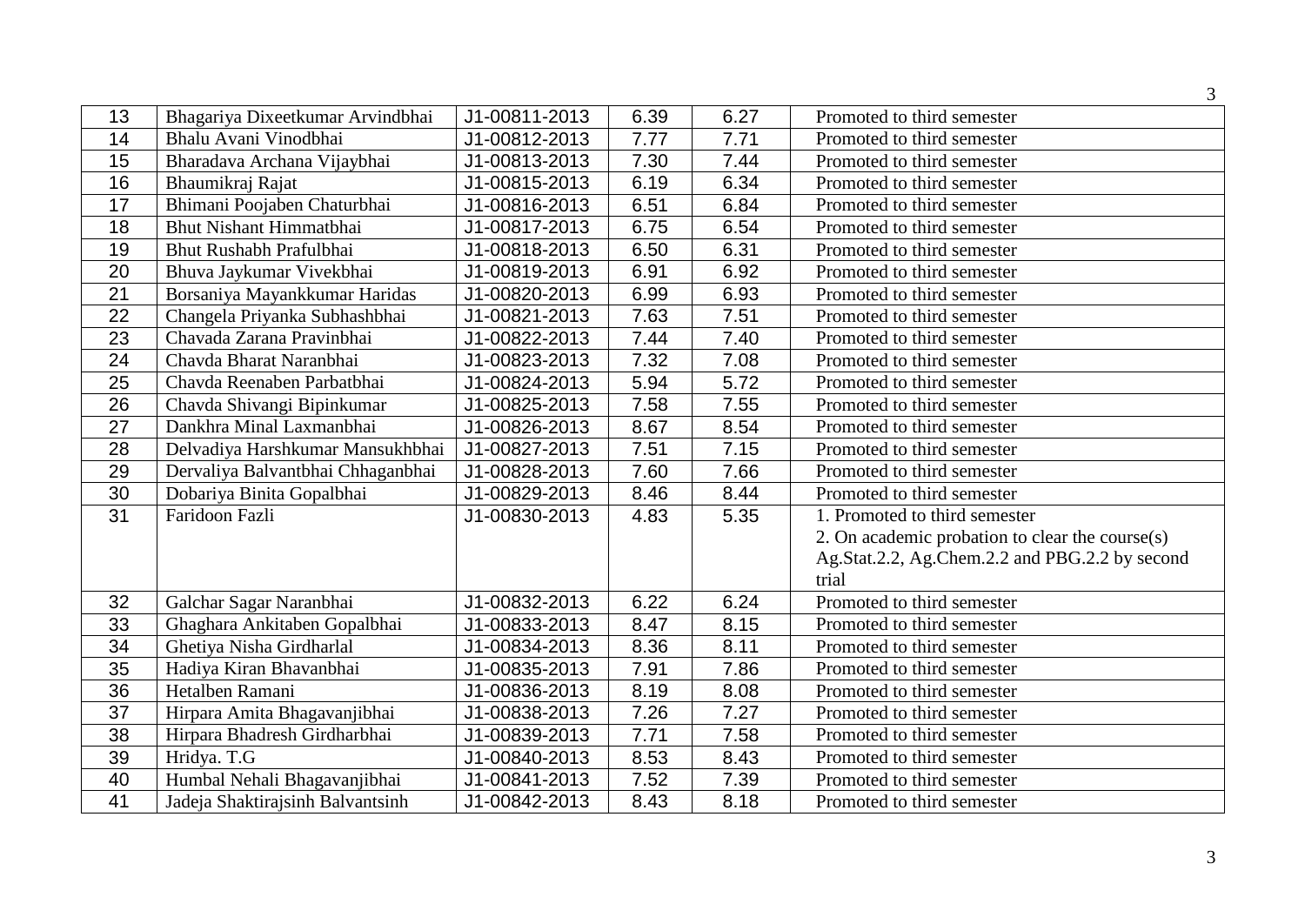| 13 | Bhagariya Dixeetkumar Arvindbhai | J1-00811-2013 | 6.39 | 6.27 | Promoted to third semester |
|---|---|---|---|---|---|
| 14 | Bhalu Avani Vinodbhai | J1-00812-2013 | 7.77 | 7.71 | Promoted to third semester |
| 15 | Bharadava Archana Vijaybhai | J1-00813-2013 | 7.30 | 7.44 | Promoted to third semester |
| 16 | Bhaumikraj Rajat | J1-00815-2013 | 6.19 | 6.34 | Promoted to third semester |
| 17 | Bhimani Poojaben Chaturbhai | J1-00816-2013 | 6.51 | 6.84 | Promoted to third semester |
| 18 | Bhut Nishant Himmatbhai | J1-00817-2013 | 6.75 | 6.54 | Promoted to third semester |
| 19 | Bhut Rushabh Prafulbhai | J1-00818-2013 | 6.50 | 6.31 | Promoted to third semester |
| 20 | Bhuva Jaykumar Vivekbhai | J1-00819-2013 | 6.91 | 6.92 | Promoted to third semester |
| 21 | Borsaniya Mayankkumar Haridas | J1-00820-2013 | 6.99 | 6.93 | Promoted to third semester |
| 22 | Changela Priyanka Subhashbhai | J1-00821-2013 | 7.63 | 7.51 | Promoted to third semester |
| 23 | Chavada Zarana Pravinbhai | J1-00822-2013 | 7.44 | 7.40 | Promoted to third semester |
| 24 | Chavda Bharat Naranbhai | J1-00823-2013 | 7.32 | 7.08 | Promoted to third semester |
| 25 | Chavda Reenaben Parbatbhai | J1-00824-2013 | 5.94 | 5.72 | Promoted to third semester |
| 26 | Chavda Shivangi Bipinkumar | J1-00825-2013 | 7.58 | 7.55 | Promoted to third semester |
| 27 | Dankhra Minal Laxmanbhai | J1-00826-2013 | 8.67 | 8.54 | Promoted to third semester |
| 28 | Delvadiya Harshkumar Mansukhbhai | J1-00827-2013 | 7.51 | 7.15 | Promoted to third semester |
| 29 | Dervaliya Balvantbhai Chhaganbhai | J1-00828-2013 | 7.60 | 7.66 | Promoted to third semester |
| 30 | Dobariya Binita Gopalbhai | J1-00829-2013 | 8.46 | 8.44 | Promoted to third semester |
| 31 | Faridoon Fazli | J1-00830-2013 | 4.83 | 5.35 | 1. Promoted to third semester<br>2. On academic probation to clear the course(s) Ag.Stat.2.2, Ag.Chem.2.2 and PBG.2.2 by second trial |
| 32 | Galchar Sagar Naranbhai | J1-00832-2013 | 6.22 | 6.24 | Promoted to third semester |
| 33 | Ghaghara Ankitaben Gopalbhai | J1-00833-2013 | 8.47 | 8.15 | Promoted to third semester |
| 34 | Ghetiya Nisha Girdharlal | J1-00834-2013 | 8.36 | 8.11 | Promoted to third semester |
| 35 | Hadiya Kiran Bhavanbhai | J1-00835-2013 | 7.91 | 7.86 | Promoted to third semester |
| 36 | Hetalben Ramani | J1-00836-2013 | 8.19 | 8.08 | Promoted to third semester |
| 37 | Hirpara Amita Bhagavanjibhai | J1-00838-2013 | 7.26 | 7.27 | Promoted to third semester |
| 38 | Hirpara Bhadresh Girdharbhai | J1-00839-2013 | 7.71 | 7.58 | Promoted to third semester |
| 39 | Hridya. T.G | J1-00840-2013 | 8.53 | 8.43 | Promoted to third semester |
| 40 | Humbal Nehali Bhagavanjibhai | J1-00841-2013 | 7.52 | 7.39 | Promoted to third semester |
| 41 | Jadeja Shaktirajsinh Balvantsinh | J1-00842-2013 | 8.43 | 8.18 | Promoted to third semester |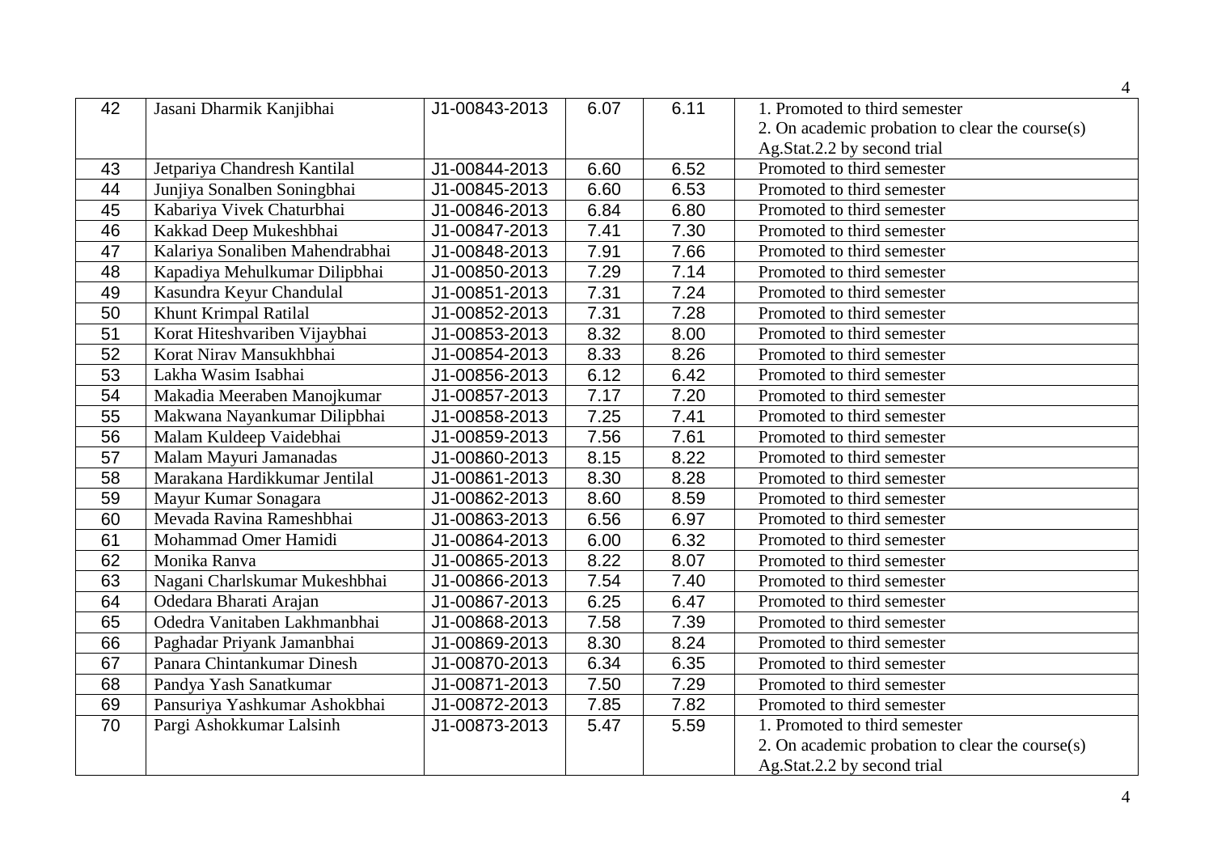| 42 | Jasani Dharmik Kanjibhai | J1-00843-2013 | 6.07 | 6.11 | 1. Promoted to third semester<br>2. On academic probation to clear the course(s) Ag.Stat.2.2 by second trial |
|---|---|---|---|---|---|
| 43 | Jetpariya Chandresh Kantilal | J1-00844-2013 | 6.60 | 6.52 | Promoted to third semester |
| 44 | Junjiya Sonalben Soningbhai | J1-00845-2013 | 6.60 | 6.53 | Promoted to third semester |
| 45 | Kabariya Vivek Chaturbhai | J1-00846-2013 | 6.84 | 6.80 | Promoted to third semester |
| 46 | Kakkad Deep Mukeshbhai | J1-00847-2013 | 7.41 | 7.30 | Promoted to third semester |
| 47 | Kalariya Sonaliben Mahendrabhai | J1-00848-2013 | 7.91 | 7.66 | Promoted to third semester |
| 48 | Kapadiya Mehulkumar Dilipbhai | J1-00850-2013 | 7.29 | 7.14 | Promoted to third semester |
| 49 | Kasundra Keyur Chandulal | J1-00851-2013 | 7.31 | 7.24 | Promoted to third semester |
| 50 | Khunt Krimpal Ratilal | J1-00852-2013 | 7.31 | 7.28 | Promoted to third semester |
| 51 | Korat Hiteshvariben Vijaybhai | J1-00853-2013 | 8.32 | 8.00 | Promoted to third semester |
| 52 | Korat Nirav Mansukhbhai | J1-00854-2013 | 8.33 | 8.26 | Promoted to third semester |
| 53 | Lakha Wasim Isabhai | J1-00856-2013 | 6.12 | 6.42 | Promoted to third semester |
| 54 | Makadia Meeraben Manojkumar | J1-00857-2013 | 7.17 | 7.20 | Promoted to third semester |
| 55 | Makwana Nayankumar Dilipbhai | J1-00858-2013 | 7.25 | 7.41 | Promoted to third semester |
| 56 | Malam Kuldeep Vaidebhai | J1-00859-2013 | 7.56 | 7.61 | Promoted to third semester |
| 57 | Malam Mayuri Jamanadas | J1-00860-2013 | 8.15 | 8.22 | Promoted to third semester |
| 58 | Marakana Hardikkumar Jentilal | J1-00861-2013 | 8.30 | 8.28 | Promoted to third semester |
| 59 | Mayur Kumar Sonagara | J1-00862-2013 | 8.60 | 8.59 | Promoted to third semester |
| 60 | Mevada Ravina Rameshbhai | J1-00863-2013 | 6.56 | 6.97 | Promoted to third semester |
| 61 | Mohammad Omer Hamidi | J1-00864-2013 | 6.00 | 6.32 | Promoted to third semester |
| 62 | Monika Ranva | J1-00865-2013 | 8.22 | 8.07 | Promoted to third semester |
| 63 | Nagani Charlskumar Mukeshbhai | J1-00866-2013 | 7.54 | 7.40 | Promoted to third semester |
| 64 | Odedara Bharati Arajan | J1-00867-2013 | 6.25 | 6.47 | Promoted to third semester |
| 65 | Odedra Vanitaben Lakhmanbhai | J1-00868-2013 | 7.58 | 7.39 | Promoted to third semester |
| 66 | Paghadar Priyank Jamanbhai | J1-00869-2013 | 8.30 | 8.24 | Promoted to third semester |
| 67 | Panara Chintankumar Dinesh | J1-00870-2013 | 6.34 | 6.35 | Promoted to third semester |
| 68 | Pandya Yash Sanatkumar | J1-00871-2013 | 7.50 | 7.29 | Promoted to third semester |
| 69 | Pansuriya Yashkumar Ashokbhai | J1-00872-2013 | 7.85 | 7.82 | Promoted to third semester |
| 70 | Pargi Ashokkumar Lalsinh | J1-00873-2013 | 5.47 | 5.59 | 1. Promoted to third semester<br>2. On academic probation to clear the course(s) Ag.Stat.2.2 by second trial |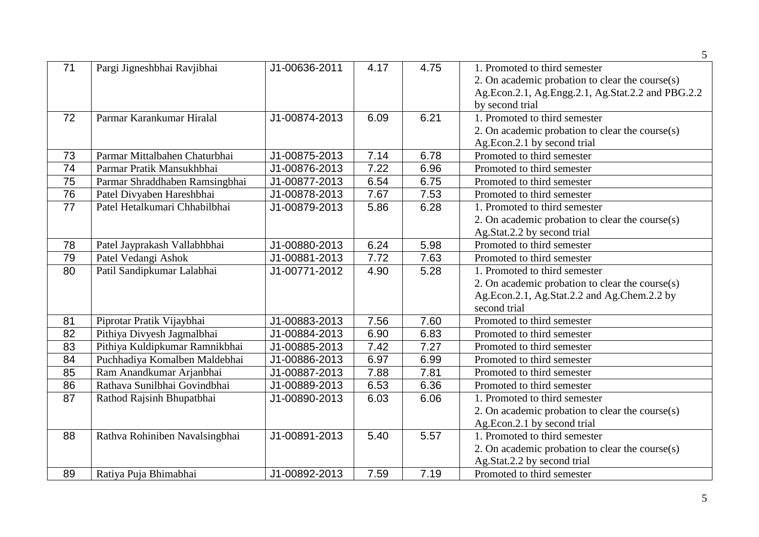| 71 | Pargi Jigneshbhai Ravjibhai | J1-00636-2011 | 4.17 | 4.75 | 1. Promoted to third semester<br>2. On academic probation to clear the course(s) Ag.Econ.2.1, Ag.Engg.2.1, Ag.Stat.2.2 and PBG.2.2 by second trial |
|---|---|---|---|---|---|
| 72 | Parmar Karankumar Hiralal | J1-00874-2013 | 6.09 | 6.21 | 1. Promoted to third semester<br>2. On academic probation to clear the course(s) Ag.Econ.2.1 by second trial |
| 73 | Parmar Mittalbahen Chaturbhai | J1-00875-2013 | 7.14 | 6.78 | Promoted to third semester |
| 74 | Parmar Pratik Mansukhbhai | J1-00876-2013 | 7.22 | 6.96 | Promoted to third semester |
| 75 | Parmar Shraddhaben Ramsingbhai | J1-00877-2013 | 6.54 | 6.75 | Promoted to third semester |
| 76 | Patel Divyaben Hareshbhai | J1-00878-2013 | 7.67 | 7.53 | Promoted to third semester |
| 77 | Patel Hetalkumari Chhabilbhai | J1-00879-2013 | 5.86 | 6.28 | 1. Promoted to third semester<br>2. On academic probation to clear the course(s) Ag.Stat.2.2 by second trial |
| 78 | Patel Jayprakash Vallabhbhai | J1-00880-2013 | 6.24 | 5.98 | Promoted to third semester |
| 79 | Patel Vedangi Ashok | J1-00881-2013 | 7.72 | 7.63 | Promoted to third semester |
| 80 | Patil Sandipkumar Lalabhai | J1-00771-2012 | 4.90 | 5.28 | 1. Promoted to third semester<br>2. On academic probation to clear the course(s) Ag.Econ.2.1, Ag.Stat.2.2 and Ag.Chem.2.2 by second trial |
| 81 | Piprotar Pratik Vijaybhai | J1-00883-2013 | 7.56 | 7.60 | Promoted to third semester |
| 82 | Pithiya Divyesh Jagmalbhai | J1-00884-2013 | 6.90 | 6.83 | Promoted to third semester |
| 83 | Pithiya Kuldipkumar Ramnikbhai | J1-00885-2013 | 7.42 | 7.27 | Promoted to third semester |
| 84 | Puchhadiya Komalben Maldebhai | J1-00886-2013 | 6.97 | 6.99 | Promoted to third semester |
| 85 | Ram Anandkumar Arjanbhai | J1-00887-2013 | 7.88 | 7.81 | Promoted to third semester |
| 86 | Rathava Sunilbhai Govindbhai | J1-00889-2013 | 6.53 | 6.36 | Promoted to third semester |
| 87 | Rathod Rajsinh Bhupatbhai | J1-00890-2013 | 6.03 | 6.06 | 1. Promoted to third semester<br>2. On academic probation to clear the course(s) Ag.Econ.2.1 by second trial |
| 88 | Rathva Rohiniben Navalsingbhai | J1-00891-2013 | 5.40 | 5.57 | 1. Promoted to third semester<br>2. On academic probation to clear the course(s) Ag.Stat.2.2 by second trial |
| 89 | Ratiya Puja Bhimabhai | J1-00892-2013 | 7.59 | 7.19 | Promoted to third semester |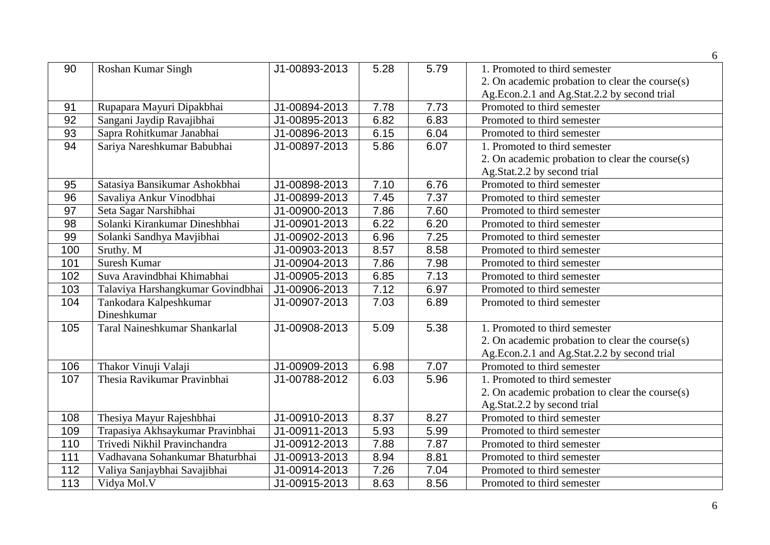| 90 | Roshan Kumar Singh | J1-00893-2013 | 5.28 | 5.79 | 1. Promoted to third semester<br>2. On academic probation to clear the course(s) Ag.Econ.2.1 and Ag.Stat.2.2 by second trial |
|---|---|---|---|---|---|
| 91 | Rupapara Mayuri Dipakbhai | J1-00894-2013 | 7.78 | 7.73 | Promoted to third semester |
| 92 | Sangani Jaydip Ravajibhai | J1-00895-2013 | 6.82 | 6.83 | Promoted to third semester |
| 93 | Sapra Rohitkumar Janabhai | J1-00896-2013 | 6.15 | 6.04 | Promoted to third semester |
| 94 | Sariya Nareshkumar Babubhai | J1-00897-2013 | 5.86 | 6.07 | 1. Promoted to third semester<br>2. On academic probation to clear the course(s) Ag.Stat.2.2 by second trial |
| 95 | Satasiya Bansikumar Ashokbhai | J1-00898-2013 | 7.10 | 6.76 | Promoted to third semester |
| 96 | Savaliya Ankur Vinodbhai | J1-00899-2013 | 7.45 | 7.37 | Promoted to third semester |
| 97 | Seta Sagar Narshibhai | J1-00900-2013 | 7.86 | 7.60 | Promoted to third semester |
| 98 | Solanki Kirankumar Dineshbhai | J1-00901-2013 | 6.22 | 6.20 | Promoted to third semester |
| 99 | Solanki Sandhya Mavjibhai | J1-00902-2013 | 6.96 | 7.25 | Promoted to third semester |
| 100 | Sruthy. M | J1-00903-2013 | 8.57 | 8.58 | Promoted to third semester |
| 101 | Suresh Kumar | J1-00904-2013 | 7.86 | 7.98 | Promoted to third semester |
| 102 | Suva Aravindbhai Khimabhai | J1-00905-2013 | 6.85 | 7.13 | Promoted to third semester |
| 103 | Talaviya Harshangkumar Govindbhai | J1-00906-2013 | 7.12 | 6.97 | Promoted to third semester |
| 104 | Tankodara Kalpeshkumar Dineshkumar | J1-00907-2013 | 7.03 | 6.89 | Promoted to third semester |
| 105 | Taral Naineshkumar Shankarlal | J1-00908-2013 | 5.09 | 5.38 | 1. Promoted to third semester<br>2. On academic probation to clear the course(s) Ag.Econ.2.1 and Ag.Stat.2.2 by second trial |
| 106 | Thakor Vinuji Valaji | J1-00909-2013 | 6.98 | 7.07 | Promoted to third semester |
| 107 | Thesia Ravikumar Pravinbhai | J1-00788-2012 | 6.03 | 5.96 | 1. Promoted to third semester<br>2. On academic probation to clear the course(s) Ag.Stat.2.2 by second trial |
| 108 | Thesiya Mayur Rajeshbhai | J1-00910-2013 | 8.37 | 8.27 | Promoted to third semester |
| 109 | Trapasiya Akhsaykumar Pravinbhai | J1-00911-2013 | 5.93 | 5.99 | Promoted to third semester |
| 110 | Trivedi Nikhil Pravinchandra | J1-00912-2013 | 7.88 | 7.87 | Promoted to third semester |
| 111 | Vadhavana Sohankumar Bhaturbhai | J1-00913-2013 | 8.94 | 8.81 | Promoted to third semester |
| 112 | Valiya Sanjaybhai Savajibhai | J1-00914-2013 | 7.26 | 7.04 | Promoted to third semester |
| 113 | Vidya Mol.V | J1-00915-2013 | 8.63 | 8.56 | Promoted to third semester |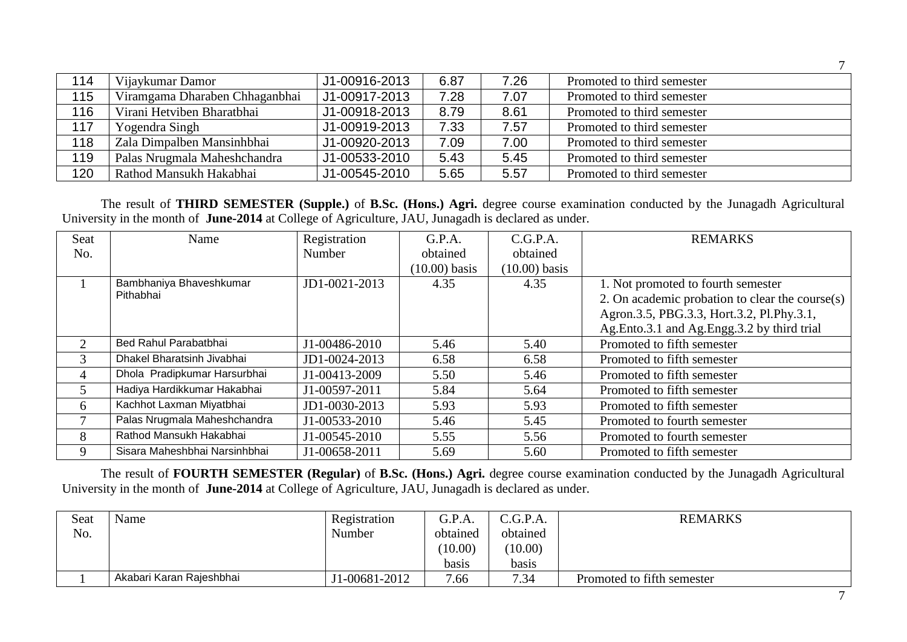| 114 | Vijaykumar Damor | J1-00916-2013 | 6.87 | 7.26 | Promoted to third semester |
|---|---|---|---|---|---|
| 115 | Viramgama Dharaben Chhaganbhai | J1-00917-2013 | 7.28 | 7.07 | Promoted to third semester |
| 116 | Virani Hetviben Bharatbhai | J1-00918-2013 | 8.79 | 8.61 | Promoted to third semester |
| 117 | Yogendra Singh | J1-00919-2013 | 7.33 | 7.57 | Promoted to third semester |
| 118 | Zala Dimpalben Mansinhbhai | J1-00920-2013 | 7.09 | 7.00 | Promoted to third semester |
| 119 | Palas Nrugmala Maheshchandra | J1-00533-2010 | 5.43 | 5.45 | Promoted to third semester |
| 120 | Rathod Mansukh Hakabhai | J1-00545-2010 | 5.65 | 5.57 | Promoted to third semester |

The result of **THIRD SEMESTER (Supple.)** of **B.Sc. (Hons.) Agri.** degree course examination conducted by the Junagadh Agricultural University in the month of **June-2014** at College of Agriculture, JAU, Junagadh is declared as under.

| Seat No. | Name | Registration Number | G.P.A. obtained (10.00) basis | C.G.P.A. obtained (10.00) basis | REMARKS |
|---|---|---|---|---|---|
| 1 | Bambhaniya Bhaveshkumar Pithabhai | JD1-0021-2013 | 4.35 | 4.35 | 1. Not promoted to fourth semester<br>2. On academic probation to clear the course(s) Agron.3.5, PBG.3.3, Hort.3.2, Pl.Phy.3.1, Ag.Ento.3.1 and Ag.Engg.3.2 by third trial |
| 2 | Bed Rahul Parabatbhai | J1-00486-2010 | 5.46 | 5.40 | Promoted to fifth semester |
| 3 | Dhakel Bharatsinh Jivabhai | JD1-0024-2013 | 6.58 | 6.58 | Promoted to fifth semester |
| 4 | Dhola Pradipkumar Harsurbhai | J1-00413-2009 | 5.50 | 5.46 | Promoted to fifth semester |
| 5 | Hadiya Hardikkumar Hakabhai | J1-00597-2011 | 5.84 | 5.64 | Promoted to fifth semester |
| 6 | Kachhot Laxman Miyatbhai | JD1-0030-2013 | 5.93 | 5.93 | Promoted to fifth semester |
| 7 | Palas Nrugmala Maheshchandra | J1-00533-2010 | 5.46 | 5.45 | Promoted to fourth semester |
| 8 | Rathod Mansukh Hakabhai | J1-00545-2010 | 5.55 | 5.56 | Promoted to fourth semester |
| 9 | Sisara Maheshbhai Narsinhbhai | J1-00658-2011 | 5.69 | 5.60 | Promoted to fifth semester |

The result of **FOURTH SEMESTER (Regular)** of **B.Sc. (Hons.) Agri.** degree course examination conducted by the Junagadh Agricultural University in the month of **June-2014** at College of Agriculture, JAU, Junagadh is declared as under.

| Seat No. | Name | Registration Number | G.P.A. obtained (10.00) basis | C.G.P.A. obtained (10.00) basis | REMARKS |
|---|---|---|---|---|---|
| 1 | Akabari Karan Rajeshbhai | J1-00681-2012 | 7.66 | 7.34 | Promoted to fifth semester |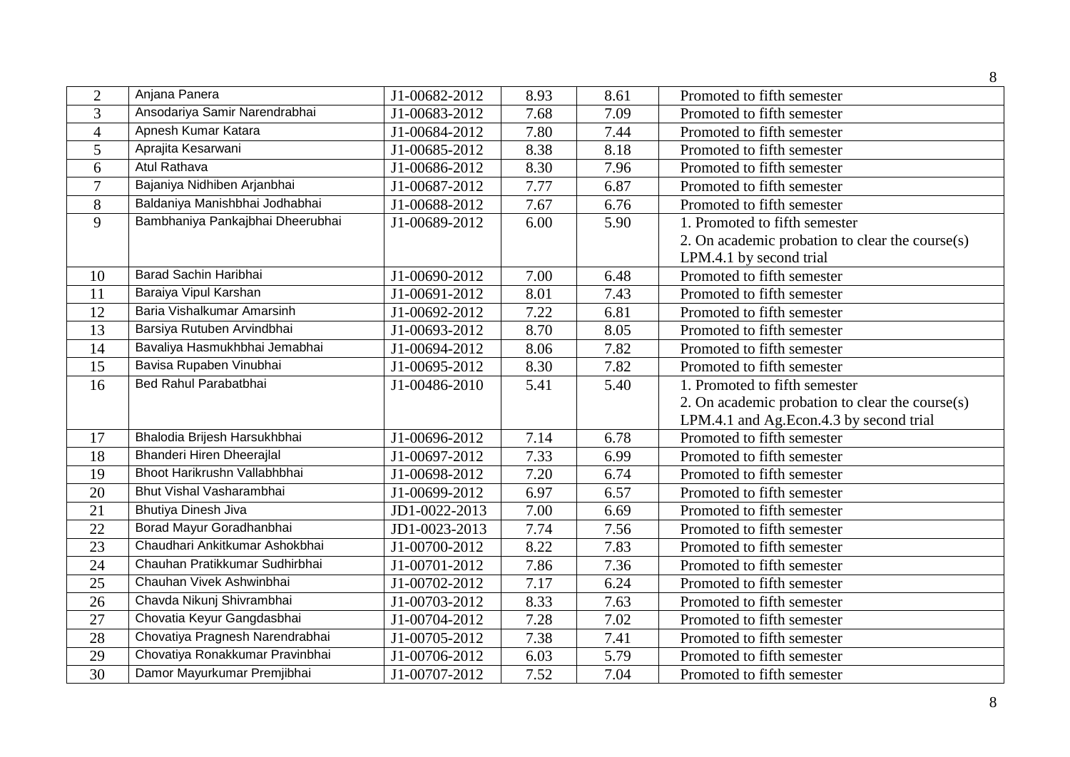| 2 | Anjana Panera | J1-00682-2012 | 8.93 | 8.61 | Promoted to fifth semester |
|---|---|---|---|---|---|
| 3 | Ansodariya Samir Narendrabhai | J1-00683-2012 | 7.68 | 7.09 | Promoted to fifth semester |
| 4 | Apnesh Kumar Katara | J1-00684-2012 | 7.80 | 7.44 | Promoted to fifth semester |
| 5 | Aprajita Kesarwani | J1-00685-2012 | 8.38 | 8.18 | Promoted to fifth semester |
| 6 | Atul Rathava | J1-00686-2012 | 8.30 | 7.96 | Promoted to fifth semester |
| 7 | Bajaniya Nidhiben Arjanbhai | J1-00687-2012 | 7.77 | 6.87 | Promoted to fifth semester |
| 8 | Baldaniya Manishbhai Jodhabhai | J1-00688-2012 | 7.67 | 6.76 | Promoted to fifth semester |
| 9 | Bambhaniya Pankajbhai Dheerubhai | J1-00689-2012 | 6.00 | 5.90 | 1. Promoted to fifth semester 2. On academic probation to clear the course(s) LPM.4.1 by second trial |
| 10 | Barad Sachin Haribhai | J1-00690-2012 | 7.00 | 6.48 | Promoted to fifth semester |
| 11 | Baraiya Vipul Karshan | J1-00691-2012 | 8.01 | 7.43 | Promoted to fifth semester |
| 12 | Baria Vishalkumar Amarsinh | J1-00692-2012 | 7.22 | 6.81 | Promoted to fifth semester |
| 13 | Barsiya Rutuben Arvindbhai | J1-00693-2012 | 8.70 | 8.05 | Promoted to fifth semester |
| 14 | Bavaliya Hasmukhbhai Jemabhai | J1-00694-2012 | 8.06 | 7.82 | Promoted to fifth semester |
| 15 | Bavisa Rupaben Vinubhai | J1-00695-2012 | 8.30 | 7.82 | Promoted to fifth semester |
| 16 | Bed Rahul Parabatbhai | J1-00486-2010 | 5.41 | 5.40 | 1. Promoted to fifth semester 2. On academic probation to clear the course(s) LPM.4.1 and Ag.Econ.4.3 by second trial |
| 17 | Bhalodia Brijesh Harsukhbhai | J1-00696-2012 | 7.14 | 6.78 | Promoted to fifth semester |
| 18 | Bhanderi Hiren Dheerajlal | J1-00697-2012 | 7.33 | 6.99 | Promoted to fifth semester |
| 19 | Bhoot Harikrushn Vallabhbhai | J1-00698-2012 | 7.20 | 6.74 | Promoted to fifth semester |
| 20 | Bhut Vishal Vasharambhai | J1-00699-2012 | 6.97 | 6.57 | Promoted to fifth semester |
| 21 | Bhutiya Dinesh Jiva | JD1-0022-2013 | 7.00 | 6.69 | Promoted to fifth semester |
| 22 | Borad Mayur Goradhanbhai | JD1-0023-2013 | 7.74 | 7.56 | Promoted to fifth semester |
| 23 | Chaudhari Ankitkumar Ashokbhai | J1-00700-2012 | 8.22 | 7.83 | Promoted to fifth semester |
| 24 | Chauhan Pratikkumar Sudhirbhai | J1-00701-2012 | 7.86 | 7.36 | Promoted to fifth semester |
| 25 | Chauhan Vivek Ashwinbhai | J1-00702-2012 | 7.17 | 6.24 | Promoted to fifth semester |
| 26 | Chavda Nikunj Shivrambhai | J1-00703-2012 | 8.33 | 7.63 | Promoted to fifth semester |
| 27 | Chovatia Keyur Gangdasbhai | J1-00704-2012 | 7.28 | 7.02 | Promoted to fifth semester |
| 28 | Chovatiya Pragnesh Narendrabhai | J1-00705-2012 | 7.38 | 7.41 | Promoted to fifth semester |
| 29 | Chovatiya Ronakkumar Pravinbhai | J1-00706-2012 | 6.03 | 5.79 | Promoted to fifth semester |
| 30 | Damor Mayurkumar Premjibhai | J1-00707-2012 | 7.52 | 7.04 | Promoted to fifth semester |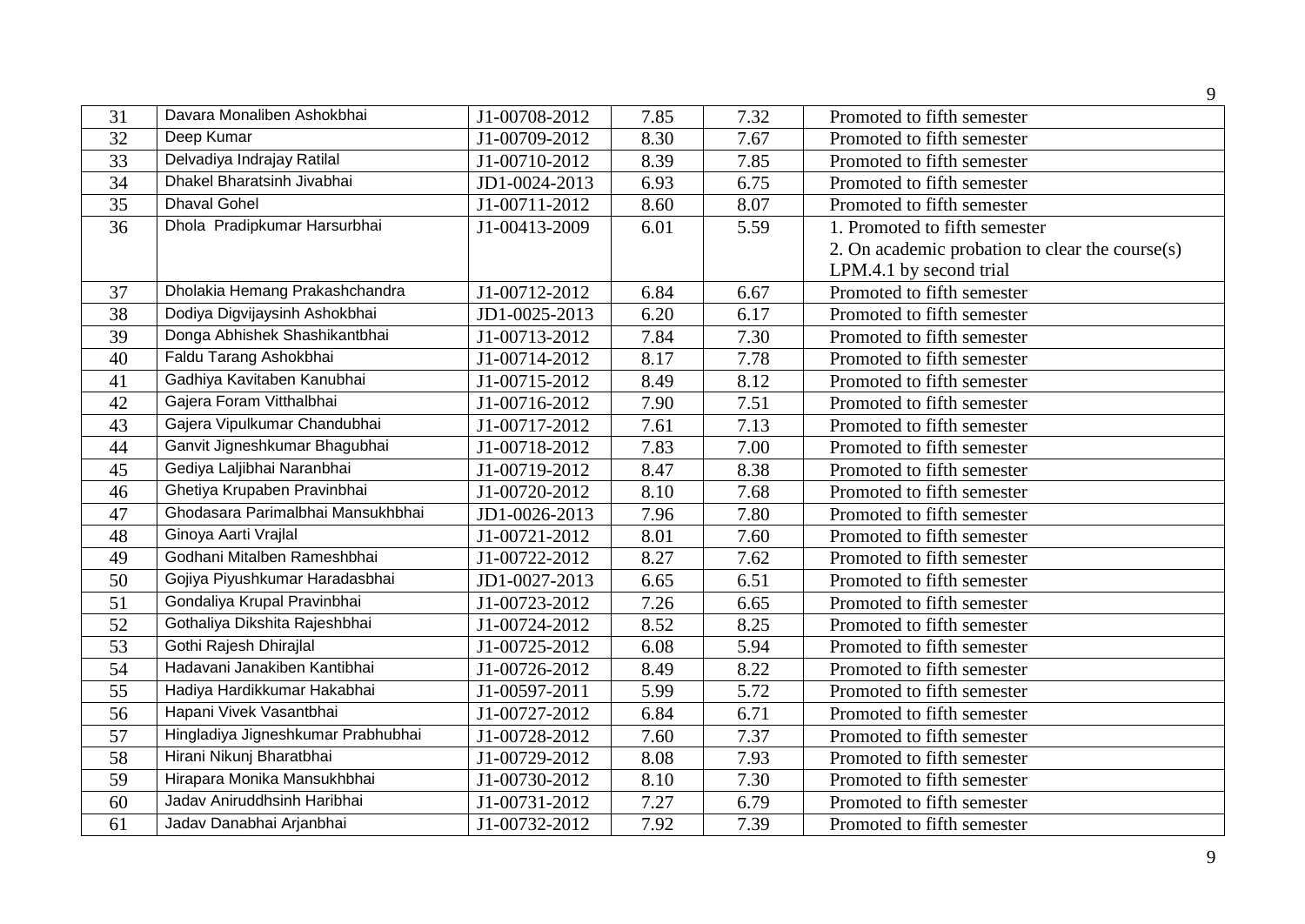| 31 | Davara Monaliben Ashokbhai | J1-00708-2012 | 7.85 | 7.32 | Promoted to fifth semester |
|---|---|---|---|---|---|
| 32 | Deep Kumar | J1-00709-2012 | 8.30 | 7.67 | Promoted to fifth semester |
| 33 | Delvadiya Indrajay Ratilal | J1-00710-2012 | 8.39 | 7.85 | Promoted to fifth semester |
| 34 | Dhakel Bharatsinh Jivabhai | JD1-0024-2013 | 6.93 | 6.75 | Promoted to fifth semester |
| 35 | Dhaval Gohel | J1-00711-2012 | 8.60 | 8.07 | Promoted to fifth semester |
| 36 | Dhola Pradipkumar Harsurbhai | J1-00413-2009 | 6.01 | 5.59 | 1. Promoted to fifth semester<br>2. On academic probation to clear the course(s) LPM.4.1 by second trial |
| 37 | Dholakia Hemang Prakashchandra | J1-00712-2012 | 6.84 | 6.67 | Promoted to fifth semester |
| 38 | Dodiya Digvijaysinh Ashokbhai | JD1-0025-2013 | 6.20 | 6.17 | Promoted to fifth semester |
| 39 | Donga Abhishek Shashikantbhai | J1-00713-2012 | 7.84 | 7.30 | Promoted to fifth semester |
| 40 | Faldu Tarang Ashokbhai | J1-00714-2012 | 8.17 | 7.78 | Promoted to fifth semester |
| 41 | Gadhiya Kavitaben Kanubhai | J1-00715-2012 | 8.49 | 8.12 | Promoted to fifth semester |
| 42 | Gajera Foram Vitthalbhai | J1-00716-2012 | 7.90 | 7.51 | Promoted to fifth semester |
| 43 | Gajera Vipulkumar Chandubhai | J1-00717-2012 | 7.61 | 7.13 | Promoted to fifth semester |
| 44 | Ganvit Jigneshkumar Bhagubhai | J1-00718-2012 | 7.83 | 7.00 | Promoted to fifth semester |
| 45 | Gediya Laljibhai Naranbhai | J1-00719-2012 | 8.47 | 8.38 | Promoted to fifth semester |
| 46 | Ghetiya Krupaben Pravinbhai | J1-00720-2012 | 8.10 | 7.68 | Promoted to fifth semester |
| 47 | Ghodasara Parimalbhai Mansukhbhai | JD1-0026-2013 | 7.96 | 7.80 | Promoted to fifth semester |
| 48 | Ginoya Aarti Vrajlal | J1-00721-2012 | 8.01 | 7.60 | Promoted to fifth semester |
| 49 | Godhani Mitalben Rameshbhai | J1-00722-2012 | 8.27 | 7.62 | Promoted to fifth semester |
| 50 | Gojiya Piyushkumar Haradasbhai | JD1-0027-2013 | 6.65 | 6.51 | Promoted to fifth semester |
| 51 | Gondaliya Krupal Pravinbhai | J1-00723-2012 | 7.26 | 6.65 | Promoted to fifth semester |
| 52 | Gothaliya Dikshita Rajeshbhai | J1-00724-2012 | 8.52 | 8.25 | Promoted to fifth semester |
| 53 | Gothi Rajesh Dhirajlal | J1-00725-2012 | 6.08 | 5.94 | Promoted to fifth semester |
| 54 | Hadavani Janakiben Kantibhai | J1-00726-2012 | 8.49 | 8.22 | Promoted to fifth semester |
| 55 | Hadiya Hardikkumar Hakabhai | J1-00597-2011 | 5.99 | 5.72 | Promoted to fifth semester |
| 56 | Hapani Vivek Vasantbhai | J1-00727-2012 | 6.84 | 6.71 | Promoted to fifth semester |
| 57 | Hingladiya Jigneshkumar Prabhubhai | J1-00728-2012 | 7.60 | 7.37 | Promoted to fifth semester |
| 58 | Hirani Nikunj Bharatbhai | J1-00729-2012 | 8.08 | 7.93 | Promoted to fifth semester |
| 59 | Hirapara Monika Mansukhbhai | J1-00730-2012 | 8.10 | 7.30 | Promoted to fifth semester |
| 60 | Jadav Aniruddhsinh Haribhai | J1-00731-2012 | 7.27 | 6.79 | Promoted to fifth semester |
| 61 | Jadav Danabhai Arjanbhai | J1-00732-2012 | 7.92 | 7.39 | Promoted to fifth semester |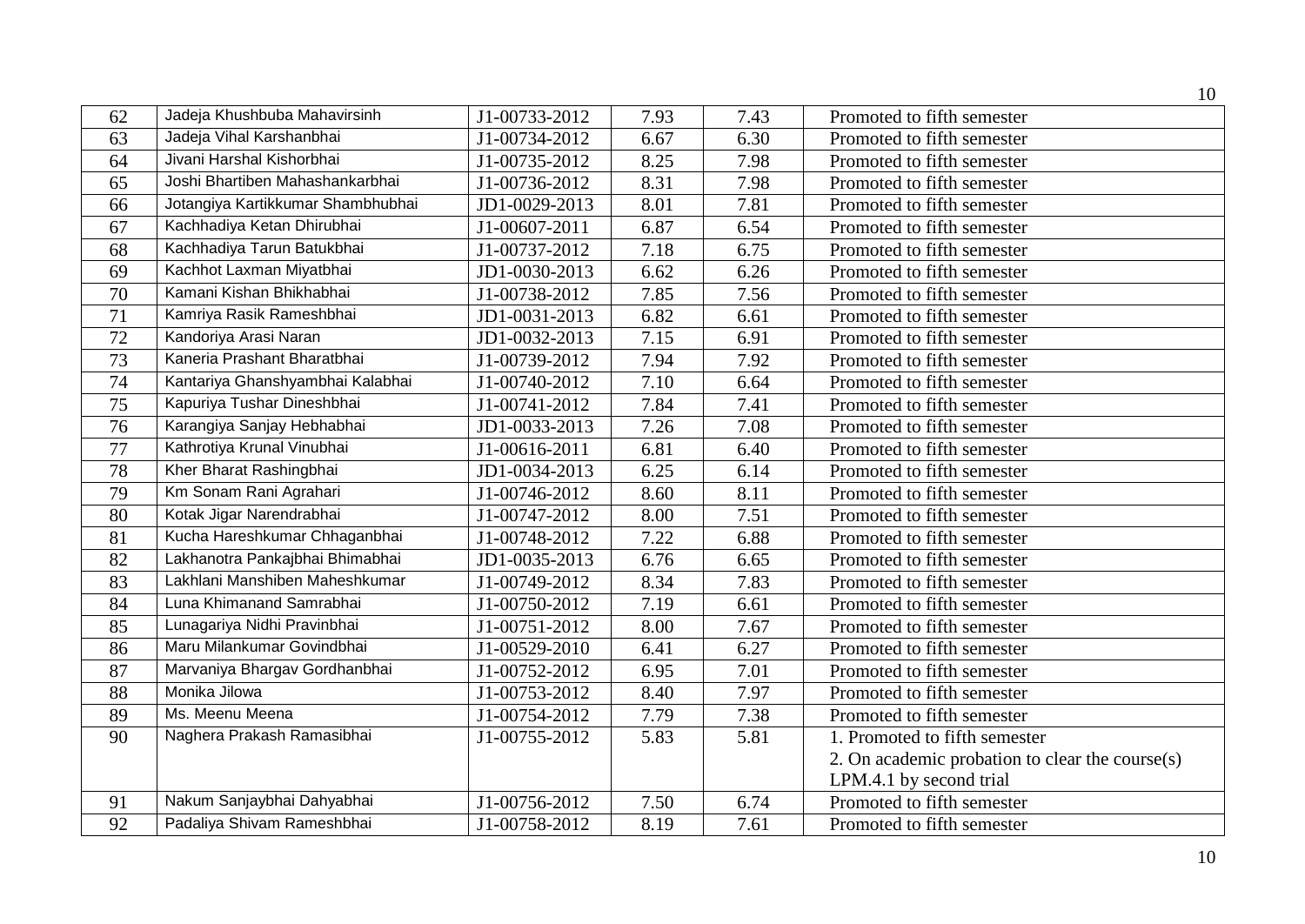| 62 | Jadeja Khushbuba Mahavirsinh | J1-00733-2012 | 7.93 | 7.43 | Promoted to fifth semester |
|---|---|---|---|---|---|
| 63 | Jadeja Vihal Karshanbhai | J1-00734-2012 | 6.67 | 6.30 | Promoted to fifth semester |
| 64 | Jivani Harshal Kishorbhai | J1-00735-2012 | 8.25 | 7.98 | Promoted to fifth semester |
| 65 | Joshi Bhartiben Mahashankarbhai | J1-00736-2012 | 8.31 | 7.98 | Promoted to fifth semester |
| 66 | Jotangiya Kartikkumar Shambhubhai | JD1-0029-2013 | 8.01 | 7.81 | Promoted to fifth semester |
| 67 | Kachhadiya Ketan Dhirubhai | J1-00607-2011 | 6.87 | 6.54 | Promoted to fifth semester |
| 68 | Kachhadiya Tarun Batukbhai | J1-00737-2012 | 7.18 | 6.75 | Promoted to fifth semester |
| 69 | Kachhot Laxman Miyatbhai | JD1-0030-2013 | 6.62 | 6.26 | Promoted to fifth semester |
| 70 | Kamani Kishan Bhikhabhai | J1-00738-2012 | 7.85 | 7.56 | Promoted to fifth semester |
| 71 | Kamriya Rasik Rameshbhai | JD1-0031-2013 | 6.82 | 6.61 | Promoted to fifth semester |
| 72 | Kandoriya Arasi Naran | JD1-0032-2013 | 7.15 | 6.91 | Promoted to fifth semester |
| 73 | Kaneria Prashant Bharatbhai | J1-00739-2012 | 7.94 | 7.92 | Promoted to fifth semester |
| 74 | Kantariya Ghanshyambhai Kalabhai | J1-00740-2012 | 7.10 | 6.64 | Promoted to fifth semester |
| 75 | Kapuriya Tushar Dineshbhai | J1-00741-2012 | 7.84 | 7.41 | Promoted to fifth semester |
| 76 | Karangiya Sanjay Hebhabhai | JD1-0033-2013 | 7.26 | 7.08 | Promoted to fifth semester |
| 77 | Kathrotiya Krunal Vinubhai | J1-00616-2011 | 6.81 | 6.40 | Promoted to fifth semester |
| 78 | Kher Bharat Rashingbhai | JD1-0034-2013 | 6.25 | 6.14 | Promoted to fifth semester |
| 79 | Km Sonam Rani Agrahari | J1-00746-2012 | 8.60 | 8.11 | Promoted to fifth semester |
| 80 | Kotak Jigar Narendrabhai | J1-00747-2012 | 8.00 | 7.51 | Promoted to fifth semester |
| 81 | Kucha Hareshkumar Chhaganbhai | J1-00748-2012 | 7.22 | 6.88 | Promoted to fifth semester |
| 82 | Lakhanotra Pankajbhai Bhimabhai | JD1-0035-2013 | 6.76 | 6.65 | Promoted to fifth semester |
| 83 | Lakhlani Manshiben Maheshkumar | J1-00749-2012 | 8.34 | 7.83 | Promoted to fifth semester |
| 84 | Luna Khimanand Samrabhai | J1-00750-2012 | 7.19 | 6.61 | Promoted to fifth semester |
| 85 | Lunagariya Nidhi Pravinbhai | J1-00751-2012 | 8.00 | 7.67 | Promoted to fifth semester |
| 86 | Maru Milankumar Govindbhai | J1-00529-2010 | 6.41 | 6.27 | Promoted to fifth semester |
| 87 | Marvaniya Bhargav Gordhanbhai | J1-00752-2012 | 6.95 | 7.01 | Promoted to fifth semester |
| 88 | Monika Jilowa | J1-00753-2012 | 8.40 | 7.97 | Promoted to fifth semester |
| 89 | Ms. Meenu Meena | J1-00754-2012 | 7.79 | 7.38 | Promoted to fifth semester |
| 90 | Naghera Prakash Ramasibhai | J1-00755-2012 | 5.83 | 5.81 | 1. Promoted to fifth semester<br>2. On academic probation to clear the course(s) LPM.4.1 by second trial |
| 91 | Nakum Sanjaybhai Dahyabhai | J1-00756-2012 | 7.50 | 6.74 | Promoted to fifth semester |
| 92 | Padaliya Shivam Rameshbhai | J1-00758-2012 | 8.19 | 7.61 | Promoted to fifth semester |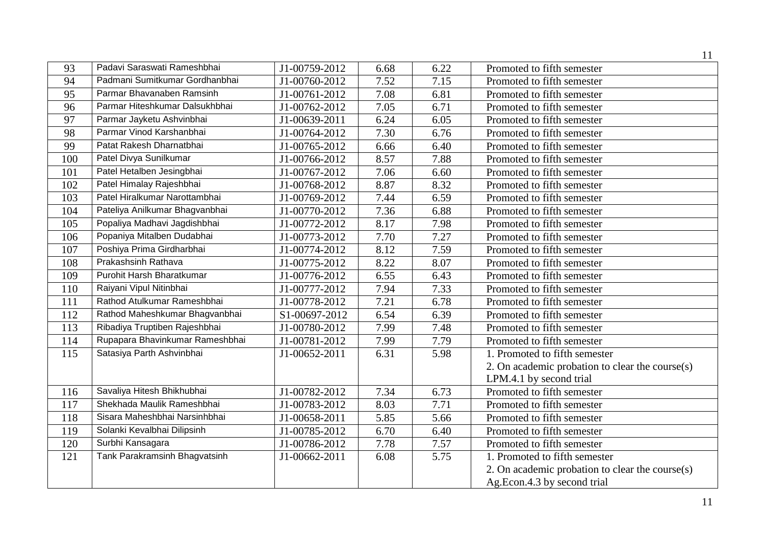| 93 | Padavi Saraswati Rameshbhai | J1-00759-2012 | 6.68 | 6.22 | Promoted to fifth semester |
|---|---|---|---|---|---|
| 94 | Padmani Sumitkumar Gordhanbhai | J1-00760-2012 | 7.52 | 7.15 | Promoted to fifth semester |
| 95 | Parmar Bhavanaben Ramsinh | J1-00761-2012 | 7.08 | 6.81 | Promoted to fifth semester |
| 96 | Parmar Hiteshkumar Dalsukhbhai | J1-00762-2012 | 7.05 | 6.71 | Promoted to fifth semester |
| 97 | Parmar Jayketu Ashvinbhai | J1-00639-2011 | 6.24 | 6.05 | Promoted to fifth semester |
| 98 | Parmar Vinod Karshanbhai | J1-00764-2012 | 7.30 | 6.76 | Promoted to fifth semester |
| 99 | Patat Rakesh Dharnatbhai | J1-00765-2012 | 6.66 | 6.40 | Promoted to fifth semester |
| 100 | Patel Divya Sunilkumar | J1-00766-2012 | 8.57 | 7.88 | Promoted to fifth semester |
| 101 | Patel Hetalben Jesingbhai | J1-00767-2012 | 7.06 | 6.60 | Promoted to fifth semester |
| 102 | Patel Himalay Rajeshbhai | J1-00768-2012 | 8.87 | 8.32 | Promoted to fifth semester |
| 103 | Patel Hiralkumar Narottambhai | J1-00769-2012 | 7.44 | 6.59 | Promoted to fifth semester |
| 104 | Pateliya Anilkumar Bhagvanbhai | J1-00770-2012 | 7.36 | 6.88 | Promoted to fifth semester |
| 105 | Popaliya Madhavi Jagdishbhai | J1-00772-2012 | 8.17 | 7.98 | Promoted to fifth semester |
| 106 | Popaniya Mitalben Dudabhai | J1-00773-2012 | 7.70 | 7.27 | Promoted to fifth semester |
| 107 | Poshiya Prima Girdharbhai | J1-00774-2012 | 8.12 | 7.59 | Promoted to fifth semester |
| 108 | Prakashsinh Rathava | J1-00775-2012 | 8.22 | 8.07 | Promoted to fifth semester |
| 109 | Purohit Harsh Bharatkumar | J1-00776-2012 | 6.55 | 6.43 | Promoted to fifth semester |
| 110 | Raiyani Vipul Nitinbhai | J1-00777-2012 | 7.94 | 7.33 | Promoted to fifth semester |
| 111 | Rathod Atulkumar Rameshbhai | J1-00778-2012 | 7.21 | 6.78 | Promoted to fifth semester |
| 112 | Rathod Maheshkumar Bhagvanbhai | S1-00697-2012 | 6.54 | 6.39 | Promoted to fifth semester |
| 113 | Ribadiya Truptiben Rajeshbhai | J1-00780-2012 | 7.99 | 7.48 | Promoted to fifth semester |
| 114 | Rupapara Bhavinkumar Rameshbhai | J1-00781-2012 | 7.99 | 7.79 | Promoted to fifth semester |
| 115 | Satasiya Parth Ashvinbhai | J1-00652-2011 | 6.31 | 5.98 | 1. Promoted to fifth semester<br>2. On academic probation to clear the course(s) LPM.4.1 by second trial |
| 116 | Savaliya Hitesh Bhikhubhai | J1-00782-2012 | 7.34 | 6.73 | Promoted to fifth semester |
| 117 | Shekhada Maulik Rameshbhai | J1-00783-2012 | 8.03 | 7.71 | Promoted to fifth semester |
| 118 | Sisara Maheshbhai Narsinhbhai | J1-00658-2011 | 5.85 | 5.66 | Promoted to fifth semester |
| 119 | Solanki Kevalbhai Dilipsinh | J1-00785-2012 | 6.70 | 6.40 | Promoted to fifth semester |
| 120 | Surbhi Kansagara | J1-00786-2012 | 7.78 | 7.57 | Promoted to fifth semester |
| 121 | Tank Parakramsinh Bhagvatsinh | J1-00662-2011 | 6.08 | 5.75 | 1. Promoted to fifth semester<br>2. On academic probation to clear the course(s) Ag.Econ.4.3 by second trial |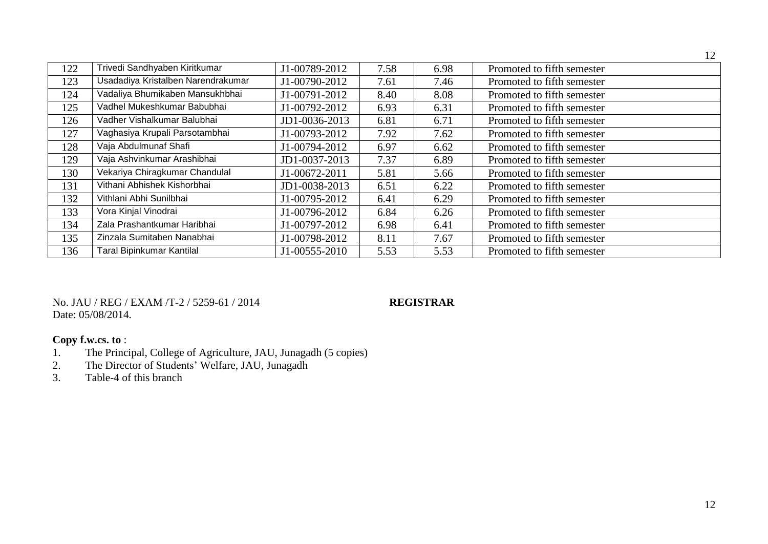| 122 | Trivedi Sandhyaben Kiritkumar | J1-00789-2012 | 7.58 | 6.98 | Promoted to fifth semester |
|---|---|---|---|---|---|
| 123 | Usadadiya Kristalben Narendrakumar | J1-00790-2012 | 7.61 | 7.46 | Promoted to fifth semester |
| 124 | Vadaliya Bhumikaben Mansukhbhai | J1-00791-2012 | 8.40 | 8.08 | Promoted to fifth semester |
| 125 | Vadhel Mukeshkumar Babubhai | J1-00792-2012 | 6.93 | 6.31 | Promoted to fifth semester |
| 126 | Vadher Vishalkumar Balubhai | JD1-0036-2013 | 6.81 | 6.71 | Promoted to fifth semester |
| 127 | Vaghasiya Krupali Parsotambhai | J1-00793-2012 | 7.92 | 7.62 | Promoted to fifth semester |
| 128 | Vaja Abdulmunaf Shafi | J1-00794-2012 | 6.97 | 6.62 | Promoted to fifth semester |
| 129 | Vaja Ashvinkumar Arashibhai | JD1-0037-2013 | 7.37 | 6.89 | Promoted to fifth semester |
| 130 | Vekariya Chiragkumar Chandulal | J1-00672-2011 | 5.81 | 5.66 | Promoted to fifth semester |
| 131 | Vithani Abhishek Kishorbhai | JD1-0038-2013 | 6.51 | 6.22 | Promoted to fifth semester |
| 132 | Vithlani Abhi Sunilbhai | J1-00795-2012 | 6.41 | 6.29 | Promoted to fifth semester |
| 133 | Vora Kinjal Vinodrai | J1-00796-2012 | 6.84 | 6.26 | Promoted to fifth semester |
| 134 | Zala Prashantkumar Haribhai | J1-00797-2012 | 6.98 | 6.41 | Promoted to fifth semester |
| 135 | Zinzala Sumitaben Nanabhai | J1-00798-2012 | 8.11 | 7.67 | Promoted to fifth semester |
| 136 | Taral Bipinkumar Kantilal | J1-00555-2010 | 5.53 | 5.53 | Promoted to fifth semester |

No. JAU / REG / EXAM /T-2 / 5259-61 / 2014 **REGISTRAR**
Date: 05/08/2014.

**Copy f.w.cs. to** :

1. The Principal, College of Agriculture, JAU, Junagadh (5 copies)
2. The Director of Students' Welfare, JAU, Junagadh
3. Table-4 of this branch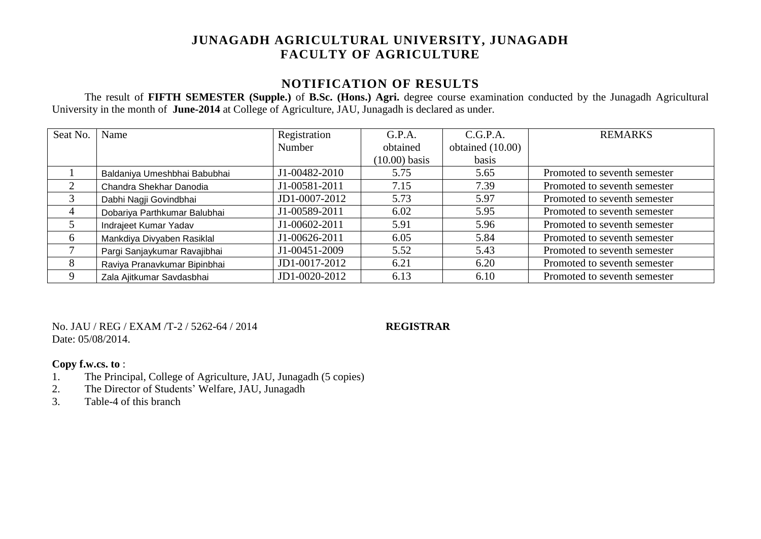# JUNAGADH AGRICULTURAL UNIVERSITY, JUNAGADH
# FACULTY OF AGRICULTURE

## NOTIFICATION OF RESULTS

The result of **FIFTH SEMESTER (Supple.)** of **B.Sc. (Hons.) Agri.** degree course examination conducted by the Junagadh Agricultural University in the month of **June-2014** at College of Agriculture, JAU, Junagadh is declared as under.

| Seat No. | Name | Registration Number | G.P.A. obtained (10.00) basis | C.G.P.A. obtained (10.00) basis | REMARKS |
|---|---|---|---|---|---|
| 1 | Baldaniya Umeshbhai Babubhai | J1-00482-2010 | 5.75 | 5.65 | Promoted to seventh semester |
| 2 | Chandra Shekhar Danodia | J1-00581-2011 | 7.15 | 7.39 | Promoted to seventh semester |
| 3 | Dabhi Nagji Govindbhai | JD1-0007-2012 | 5.73 | 5.97 | Promoted to seventh semester |
| 4 | Dobariya Parthkumar Balubhai | J1-00589-2011 | 6.02 | 5.95 | Promoted to seventh semester |
| 5 | Indrajeet Kumar Yadav | J1-00602-2011 | 5.91 | 5.96 | Promoted to seventh semester |
| 6 | Mankdiya Divyaben Rasiklal | J1-00626-2011 | 6.05 | 5.84 | Promoted to seventh semester |
| 7 | Pargi Sanjaykumar Ravajibhai | J1-00451-2009 | 5.52 | 5.43 | Promoted to seventh semester |
| 8 | Raviya Pranavkumar Bipinbhai | JD1-0017-2012 | 6.21 | 6.20 | Promoted to seventh semester |
| 9 | Zala Ajitkumar Savdasbhai | JD1-0020-2012 | 6.13 | 6.10 | Promoted to seventh semester |

No. JAU / REG / EXAM /T-2 / 5262-64 / 2014

Date: 05/08/2014.

**REGISTRAR**

**Copy f.w.cs. to** :

1. The Principal, College of Agriculture, JAU, Junagadh (5 copies)
2. The Director of Students' Welfare, JAU, Junagadh
3. Table-4 of this branch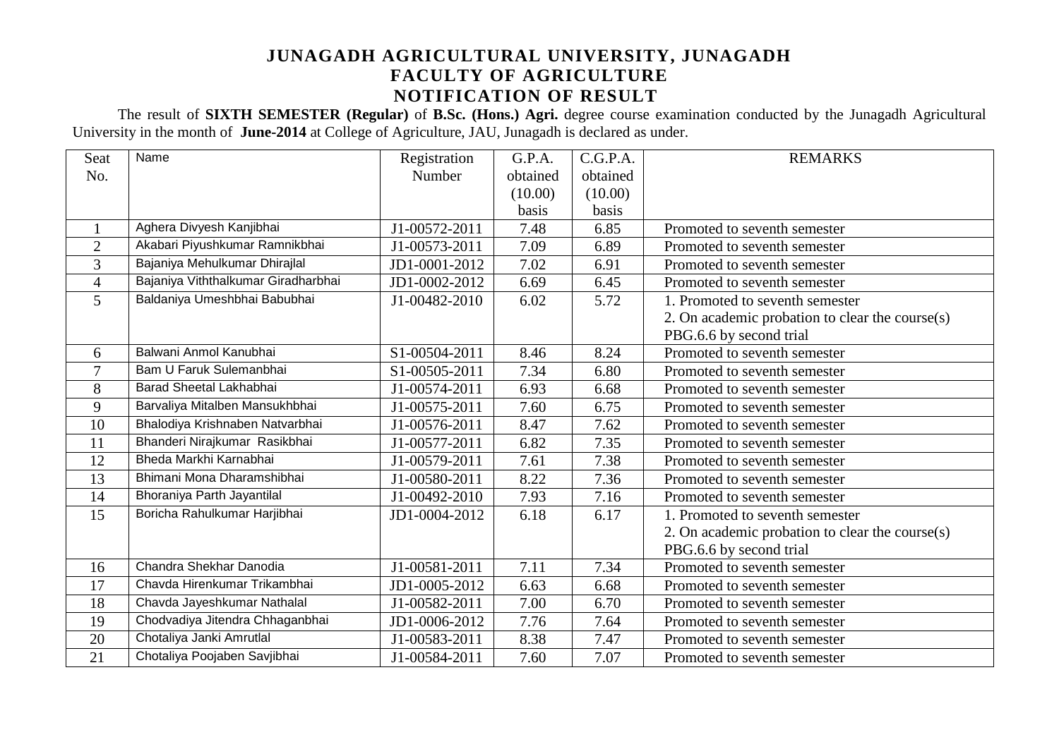# JUNAGADH AGRICULTURAL UNIVERSITY, JUNAGADH
## FACULTY OF AGRICULTURE
## NOTIFICATION OF RESULT

The result of **SIXTH SEMESTER (Regular)** of **B.Sc. (Hons.) Agri.** degree course examination conducted by the Junagadh Agricultural University in the month of **June-2014** at College of Agriculture, JAU, Junagadh is declared as under.

| Seat No. | Name | Registration Number | G.P.A. obtained (10.00) basis | C.G.P.A. obtained (10.00) basis | REMARKS |
|---|---|---|---|---|---|
| 1 | Aghera Divyesh Kanjibhai | J1-00572-2011 | 7.48 | 6.85 | Promoted to seventh semester |
| 2 | Akabari Piyushkumar Ramnikbhai | J1-00573-2011 | 7.09 | 6.89 | Promoted to seventh semester |
| 3 | Bajaniya Mehulkumar Dhirajlal | JD1-0001-2012 | 7.02 | 6.91 | Promoted to seventh semester |
| 4 | Bajaniya Viththalkumar Giradharbhai | JD1-0002-2012 | 6.69 | 6.45 | Promoted to seventh semester |
| 5 | Baldaniya Umeshbhai Babubhai | J1-00482-2010 | 6.02 | 5.72 | 1. Promoted to seventh semester<br>2. On academic probation to clear the course(s) PBG.6.6 by second trial |
| 6 | Balwani Anmol Kanubhai | S1-00504-2011 | 8.46 | 8.24 | Promoted to seventh semester |
| 7 | Bam U Faruk Sulemanbhai | S1-00505-2011 | 7.34 | 6.80 | Promoted to seventh semester |
| 8 | Barad Sheetal Lakhabhai | J1-00574-2011 | 6.93 | 6.68 | Promoted to seventh semester |
| 9 | Barvaliya Mitalben Mansukhbhai | J1-00575-2011 | 7.60 | 6.75 | Promoted to seventh semester |
| 10 | Bhalodiya Krishnaben Natvarbhai | J1-00576-2011 | 8.47 | 7.62 | Promoted to seventh semester |
| 11 | Bhanderi Nirajkumar Rasikbhai | J1-00577-2011 | 6.82 | 7.35 | Promoted to seventh semester |
| 12 | Bheda Markhi Karnabhai | J1-00579-2011 | 7.61 | 7.38 | Promoted to seventh semester |
| 13 | Bhimani Mona Dharamshibhai | J1-00580-2011 | 8.22 | 7.36 | Promoted to seventh semester |
| 14 | Bhoraniya Parth Jayantilal | J1-00492-2010 | 7.93 | 7.16 | Promoted to seventh semester |
| 15 | Boricha Rahulkumar Harjibhai | JD1-0004-2012 | 6.18 | 6.17 | 1. Promoted to seventh semester<br>2. On academic probation to clear the course(s) PBG.6.6 by second trial |
| 16 | Chandra Shekhar Danodia | J1-00581-2011 | 7.11 | 7.34 | Promoted to seventh semester |
| 17 | Chavda Hirenkumar Trikambhai | JD1-0005-2012 | 6.63 | 6.68 | Promoted to seventh semester |
| 18 | Chavda Jayeshkumar Nathalal | J1-00582-2011 | 7.00 | 6.70 | Promoted to seventh semester |
| 19 | Chodvadiya Jitendra Chhaganbhai | JD1-0006-2012 | 7.76 | 7.64 | Promoted to seventh semester |
| 20 | Chotaliya Janki Amrutlal | J1-00583-2011 | 8.38 | 7.47 | Promoted to seventh semester |
| 21 | Chotaliya Poojaben Savjibhai | J1-00584-2011 | 7.60 | 7.07 | Promoted to seventh semester |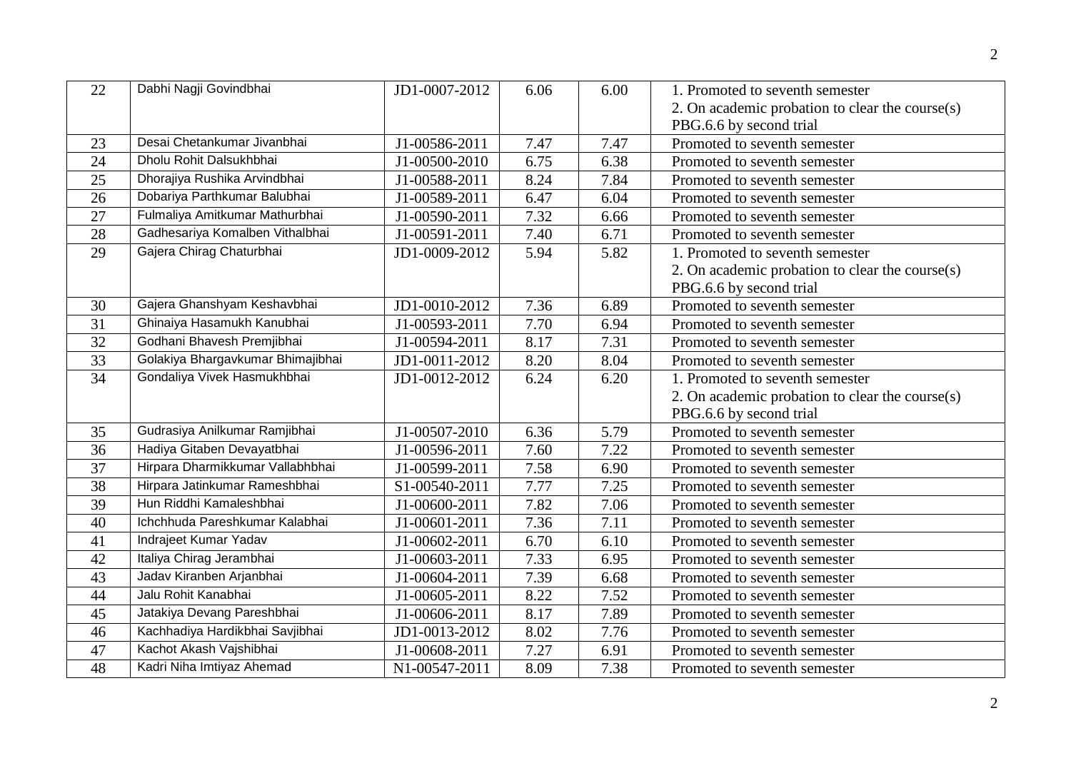| 22 | Dabhi Nagji Govindbhai | JD1-0007-2012 | 6.06 | 6.00 | 1. Promoted to seventh semester<br>2. On academic probation to clear the course(s) PBG.6.6 by second trial |
|---|---|---|---|---|---|
| 23 | Desai Chetankumar Jivanbhai | J1-00586-2011 | 7.47 | 7.47 | Promoted to seventh semester |
| 24 | Dholu Rohit Dalsukhbhai | J1-00500-2010 | 6.75 | 6.38 | Promoted to seventh semester |
| 25 | Dhorajiya Rushika Arvindbhai | J1-00588-2011 | 8.24 | 7.84 | Promoted to seventh semester |
| 26 | Dobariya Parthkumar Balubhai | J1-00589-2011 | 6.47 | 6.04 | Promoted to seventh semester |
| 27 | Fulmaliya Amitkumar Mathurbhai | J1-00590-2011 | 7.32 | 6.66 | Promoted to seventh semester |
| 28 | Gadhesariya Komalben Vithalbhai | J1-00591-2011 | 7.40 | 6.71 | Promoted to seventh semester |
| 29 | Gajera Chirag Chaturbhai | JD1-0009-2012 | 5.94 | 5.82 | 1. Promoted to seventh semester<br>2. On academic probation to clear the course(s) PBG.6.6 by second trial |
| 30 | Gajera Ghanshyam Keshavbhai | JD1-0010-2012 | 7.36 | 6.89 | Promoted to seventh semester |
| 31 | Ghinaiya Hasamukh Kanubhai | J1-00593-2011 | 7.70 | 6.94 | Promoted to seventh semester |
| 32 | Godhani Bhavesh Premjibhai | J1-00594-2011 | 8.17 | 7.31 | Promoted to seventh semester |
| 33 | Golakiya Bhargavkumar Bhimajibhai | JD1-0011-2012 | 8.20 | 8.04 | Promoted to seventh semester |
| 34 | Gondaliya Vivek Hasmukhbhai | JD1-0012-2012 | 6.24 | 6.20 | 1. Promoted to seventh semester<br>2. On academic probation to clear the course(s) PBG.6.6 by second trial |
| 35 | Gudrasiya Anilkumar Ramjibhai | J1-00507-2010 | 6.36 | 5.79 | Promoted to seventh semester |
| 36 | Hadiya Gitaben Devayatbhai | J1-00596-2011 | 7.60 | 7.22 | Promoted to seventh semester |
| 37 | Hirpara Dharmikkumar Vallabhbhai | J1-00599-2011 | 7.58 | 6.90 | Promoted to seventh semester |
| 38 | Hirpara Jatinkumar Rameshbhai | S1-00540-2011 | 7.77 | 7.25 | Promoted to seventh semester |
| 39 | Hun Riddhi Kamaleshbhai | J1-00600-2011 | 7.82 | 7.06 | Promoted to seventh semester |
| 40 | Ichchhuda Pareshkumar Kalabhai | J1-00601-2011 | 7.36 | 7.11 | Promoted to seventh semester |
| 41 | Indrajeet Kumar Yadav | J1-00602-2011 | 6.70 | 6.10 | Promoted to seventh semester |
| 42 | Italiya Chirag Jerambhai | J1-00603-2011 | 7.33 | 6.95 | Promoted to seventh semester |
| 43 | Jadav Kiranben Arjanbhai | J1-00604-2011 | 7.39 | 6.68 | Promoted to seventh semester |
| 44 | Jalu Rohit Kanabhai | J1-00605-2011 | 8.22 | 7.52 | Promoted to seventh semester |
| 45 | Jatakiya Devang Pareshbhai | J1-00606-2011 | 8.17 | 7.89 | Promoted to seventh semester |
| 46 | Kachhadiya Hardikbhai Savjibhai | JD1-0013-2012 | 8.02 | 7.76 | Promoted to seventh semester |
| 47 | Kachot Akash Vajshibhai | J1-00608-2011 | 7.27 | 6.91 | Promoted to seventh semester |
| 48 | Kadri Niha Imtiyaz Ahemad | N1-00547-2011 | 8.09 | 7.38 | Promoted to seventh semester |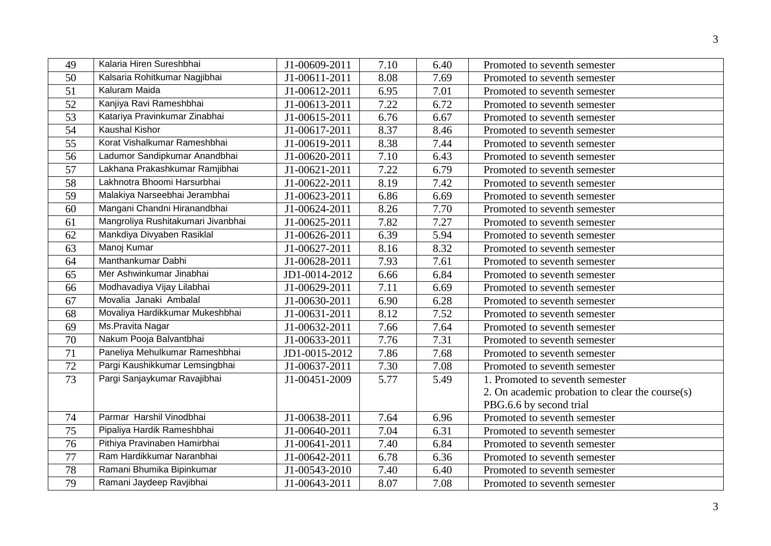| 49 | Kalaria Hiren Sureshbhai | J1-00609-2011 | 7.10 | 6.40 | Promoted to seventh semester |
|---|---|---|---|---|---|
| 50 | Kalsaria Rohitkumar Nagjibhai | J1-00611-2011 | 8.08 | 7.69 | Promoted to seventh semester |
| 51 | Kaluram Maida | J1-00612-2011 | 6.95 | 7.01 | Promoted to seventh semester |
| 52 | Kanjiya Ravi Rameshbhai | J1-00613-2011 | 7.22 | 6.72 | Promoted to seventh semester |
| 53 | Katariya Pravinkumar Zinabhai | J1-00615-2011 | 6.76 | 6.67 | Promoted to seventh semester |
| 54 | Kaushal Kishor | J1-00617-2011 | 8.37 | 8.46 | Promoted to seventh semester |
| 55 | Korat Vishalkumar Rameshbhai | J1-00619-2011 | 8.38 | 7.44 | Promoted to seventh semester |
| 56 | Ladumor Sandipkumar Anandbhai | J1-00620-2011 | 7.10 | 6.43 | Promoted to seventh semester |
| 57 | Lakhana Prakashkumar Ramjibhai | J1-00621-2011 | 7.22 | 6.79 | Promoted to seventh semester |
| 58 | Lakhnotra Bhoomi Harsurbhai | J1-00622-2011 | 8.19 | 7.42 | Promoted to seventh semester |
| 59 | Malakiya Narseebhai Jerambhai | J1-00623-2011 | 6.86 | 6.69 | Promoted to seventh semester |
| 60 | Mangani Chandni Hiranandbhai | J1-00624-2011 | 8.26 | 7.70 | Promoted to seventh semester |
| 61 | Mangroliya Rushitakumari Jivanbhai | J1-00625-2011 | 7.82 | 7.27 | Promoted to seventh semester |
| 62 | Mankdiya Divyaben Rasiklal | J1-00626-2011 | 6.39 | 5.94 | Promoted to seventh semester |
| 63 | Manoj Kumar | J1-00627-2011 | 8.16 | 8.32 | Promoted to seventh semester |
| 64 | Manthankumar Dabhi | J1-00628-2011 | 7.93 | 7.61 | Promoted to seventh semester |
| 65 | Mer Ashwinkumar Jinabhai | JD1-0014-2012 | 6.66 | 6.84 | Promoted to seventh semester |
| 66 | Modhavadiya Vijay Lilabhai | J1-00629-2011 | 7.11 | 6.69 | Promoted to seventh semester |
| 67 | Movalia Janaki Ambalal | J1-00630-2011 | 6.90 | 6.28 | Promoted to seventh semester |
| 68 | Movaliya Hardikkumar Mukeshbhai | J1-00631-2011 | 8.12 | 7.52 | Promoted to seventh semester |
| 69 | Ms.Pravita Nagar | J1-00632-2011 | 7.66 | 7.64 | Promoted to seventh semester |
| 70 | Nakum Pooja Balvantbhai | J1-00633-2011 | 7.76 | 7.31 | Promoted to seventh semester |
| 71 | Paneliya Mehulkumar Rameshbhai | JD1-0015-2012 | 7.86 | 7.68 | Promoted to seventh semester |
| 72 | Pargi Kaushikkumar Lemsingbhai | J1-00637-2011 | 7.30 | 7.08 | Promoted to seventh semester |
| 73 | Pargi Sanjaykumar Ravajibhai | J1-00451-2009 | 5.77 | 5.49 | 1. Promoted to seventh semester<br>2. On academic probation to clear the course(s) PBG.6.6 by second trial |
| 74 | Parmar Harshil Vinodbhai | J1-00638-2011 | 7.64 | 6.96 | Promoted to seventh semester |
| 75 | Pipaliya Hardik Rameshbhai | J1-00640-2011 | 7.04 | 6.31 | Promoted to seventh semester |
| 76 | Pithiya Pravinaben Hamirbhai | J1-00641-2011 | 7.40 | 6.84 | Promoted to seventh semester |
| 77 | Ram Hardikkumar Naranbhai | J1-00642-2011 | 6.78 | 6.36 | Promoted to seventh semester |
| 78 | Ramani Bhumika Bipinkumar | J1-00543-2010 | 7.40 | 6.40 | Promoted to seventh semester |
| 79 | Ramani Jaydeep Ravjibhai | J1-00643-2011 | 8.07 | 7.08 | Promoted to seventh semester |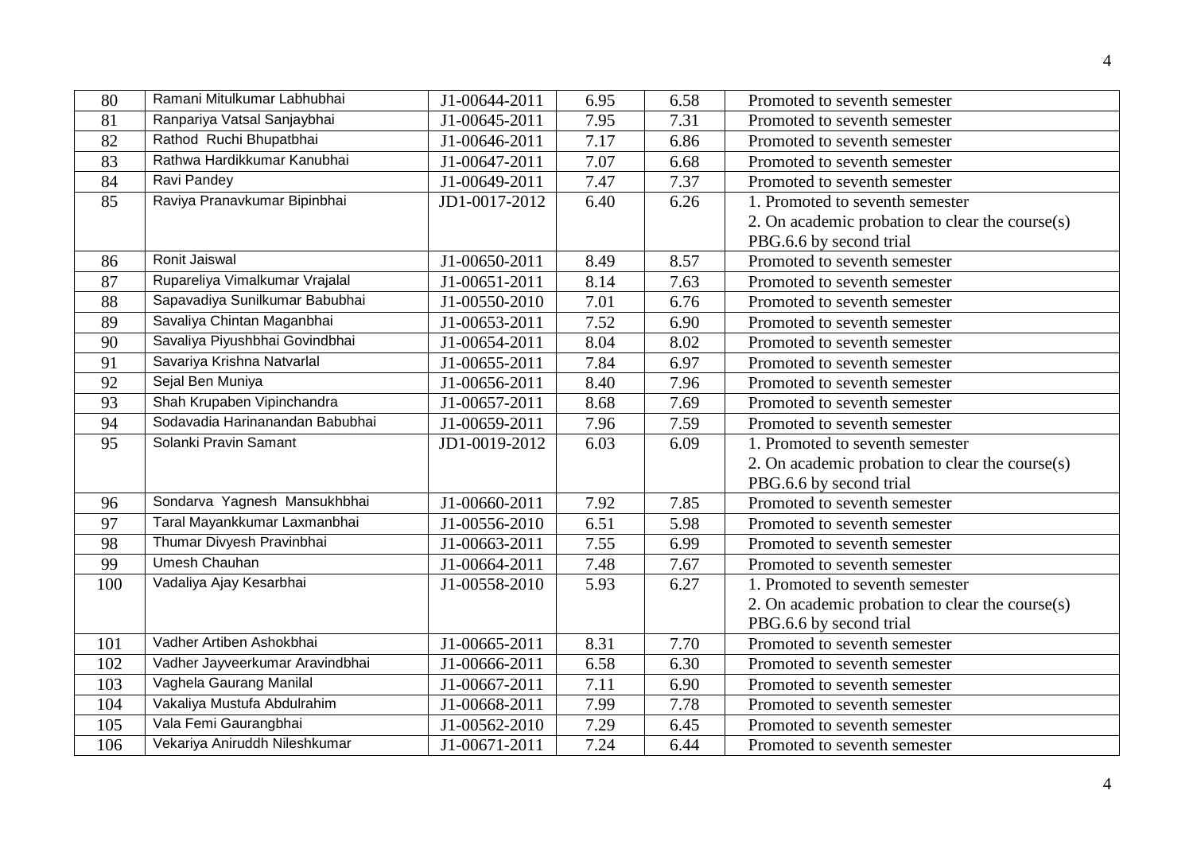| 80 | Ramani Mitulkumar Labhubhai | J1-00644-2011 | 6.95 | 6.58 | Promoted to seventh semester |
|---|---|---|---|---|---|
| 81 | Ranpariya Vatsal Sanjaybhai | J1-00645-2011 | 7.95 | 7.31 | Promoted to seventh semester |
| 82 | Rathod Ruchi Bhupatbhai | J1-00646-2011 | 7.17 | 6.86 | Promoted to seventh semester |
| 83 | Rathwa Hardikkumar Kanubhai | J1-00647-2011 | 7.07 | 6.68 | Promoted to seventh semester |
| 84 | Ravi Pandey | J1-00649-2011 | 7.47 | 7.37 | Promoted to seventh semester |
| 85 | Raviya Pranavkumar Bipinbhai | JD1-0017-2012 | 6.40 | 6.26 | 1. Promoted to seventh semester 2. On academic probation to clear the course(s) PBG.6.6 by second trial |
| 86 | Ronit Jaiswal | J1-00650-2011 | 8.49 | 8.57 | Promoted to seventh semester |
| 87 | Rupareliya Vimalkumar Vrajalal | J1-00651-2011 | 8.14 | 7.63 | Promoted to seventh semester |
| 88 | Sapavadiya Sunilkumar Babubhai | J1-00550-2010 | 7.01 | 6.76 | Promoted to seventh semester |
| 89 | Savaliya Chintan Maganbhai | J1-00653-2011 | 7.52 | 6.90 | Promoted to seventh semester |
| 90 | Savaliya Piyushbhai Govindbhai | J1-00654-2011 | 8.04 | 8.02 | Promoted to seventh semester |
| 91 | Savariya Krishna Natvarlal | J1-00655-2011 | 7.84 | 6.97 | Promoted to seventh semester |
| 92 | Sejal Ben Muniya | J1-00656-2011 | 8.40 | 7.96 | Promoted to seventh semester |
| 93 | Shah Krupaben Vipinchandra | J1-00657-2011 | 8.68 | 7.69 | Promoted to seventh semester |
| 94 | Sodavadia Harinanandan Babubhai | J1-00659-2011 | 7.96 | 7.59 | Promoted to seventh semester |
| 95 | Solanki Pravin Samant | JD1-0019-2012 | 6.03 | 6.09 | 1. Promoted to seventh semester 2. On academic probation to clear the course(s) PBG.6.6 by second trial |
| 96 | Sondarva Yagnesh Mansukhbhai | J1-00660-2011 | 7.92 | 7.85 | Promoted to seventh semester |
| 97 | Taral Mayankkumar Laxmanbhai | J1-00556-2010 | 6.51 | 5.98 | Promoted to seventh semester |
| 98 | Thumar Divyesh Pravinbhai | J1-00663-2011 | 7.55 | 6.99 | Promoted to seventh semester |
| 99 | Umesh Chauhan | J1-00664-2011 | 7.48 | 7.67 | Promoted to seventh semester |
| 100 | Vadaliya Ajay Kesarbhai | J1-00558-2010 | 5.93 | 6.27 | 1. Promoted to seventh semester 2. On academic probation to clear the course(s) PBG.6.6 by second trial |
| 101 | Vadher Artiben Ashokbhai | J1-00665-2011 | 8.31 | 7.70 | Promoted to seventh semester |
| 102 | Vadher Jayveerkumar Aravindbhai | J1-00666-2011 | 6.58 | 6.30 | Promoted to seventh semester |
| 103 | Vaghela Gaurang Manilal | J1-00667-2011 | 7.11 | 6.90 | Promoted to seventh semester |
| 104 | Vakaliya Mustufa Abdulrahim | J1-00668-2011 | 7.99 | 7.78 | Promoted to seventh semester |
| 105 | Vala Femi Gaurangbhai | J1-00562-2010 | 7.29 | 6.45 | Promoted to seventh semester |
| 106 | Vekariya Aniruddh Nileshkumar | J1-00671-2011 | 7.24 | 6.44 | Promoted to seventh semester |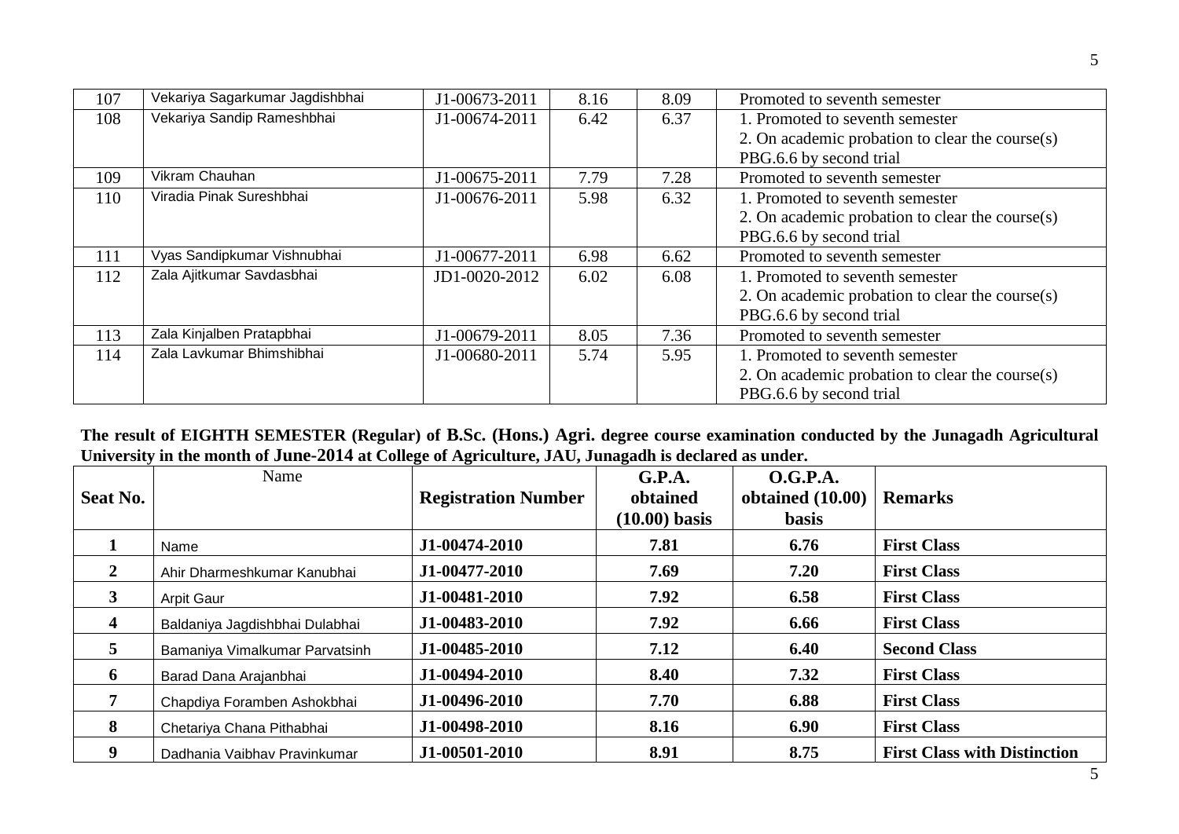| 107 | Vekariya Sagarkumar Jagdishbhai | J1-00673-2011 | 8.16 | 8.09 | Promoted to seventh semester |
|---|---|---|---|---|---|
| 108 | Vekariya Sandip Rameshbhai | J1-00674-2011 | 6.42 | 6.37 | 1. Promoted to seventh semester<br>2. On academic probation to clear the course(s) PBG.6.6 by second trial |
| 109 | Vikram Chauhan | J1-00675-2011 | 7.79 | 7.28 | Promoted to seventh semester |
| 110 | Viradia Pinak Sureshbhai | J1-00676-2011 | 5.98 | 6.32 | 1. Promoted to seventh semester<br>2. On academic probation to clear the course(s) PBG.6.6 by second trial |
| 111 | Vyas Sandipkumar Vishnubhai | J1-00677-2011 | 6.98 | 6.62 | Promoted to seventh semester |
| 112 | Zala Ajitkumar Savdasbhai | JD1-0020-2012 | 6.02 | 6.08 | 1. Promoted to seventh semester<br>2. On academic probation to clear the course(s) PBG.6.6 by second trial |
| 113 | Zala Kinjalben Pratapbhai | J1-00679-2011 | 8.05 | 7.36 | Promoted to seventh semester |
| 114 | Zala Lavkumar Bhimshibhai | J1-00680-2011 | 5.74 | 5.95 | 1. Promoted to seventh semester<br>2. On academic probation to clear the course(s) PBG.6.6 by second trial |

**The result of EIGHTH SEMESTER (Regular) of B.Sc. (Hons.) Agri. degree course examination conducted by the Junagadh Agricultural University in the month of June-2014 at College of Agriculture, JAU, Junagadh is declared as under.**

| Seat No. | Name | Registration Number | G.P.A. obtained (10.00) basis | O.G.P.A. obtained (10.00) basis | Remarks |
|---|---|---|---|---|---|
| **1** | Name | **J1-00474-2010** | **7.81** | **6.76** | **First Class** |
| **2** | Ahir Dharmeshkumar Kanubhai | **J1-00477-2010** | **7.69** | **7.20** | **First Class** |
| **3** | Arpit Gaur | **J1-00481-2010** | **7.92** | **6.58** | **First Class** |
| **4** | Baldaniya Jagdishbhai Dulabhai | **J1-00483-2010** | **7.92** | **6.66** | **First Class** |
| **5** | Bamaniya Vimalkumar Parvatsinh | **J1-00485-2010** | **7.12** | **6.40** | **Second Class** |
| **6** | Barad Dana Arajanbhai | **J1-00494-2010** | **8.40** | **7.32** | **First Class** |
| **7** | Chapdiya Foramben Ashokbhai | **J1-00496-2010** | **7.70** | **6.88** | **First Class** |
| **8** | Chetariya Chana Pithabhai | **J1-00498-2010** | **8.16** | **6.90** | **First Class** |
| **9** | Dadhania Vaibhav Pravinkumar | **J1-00501-2010** | **8.91** | **8.75** | **First Class with Distinction** |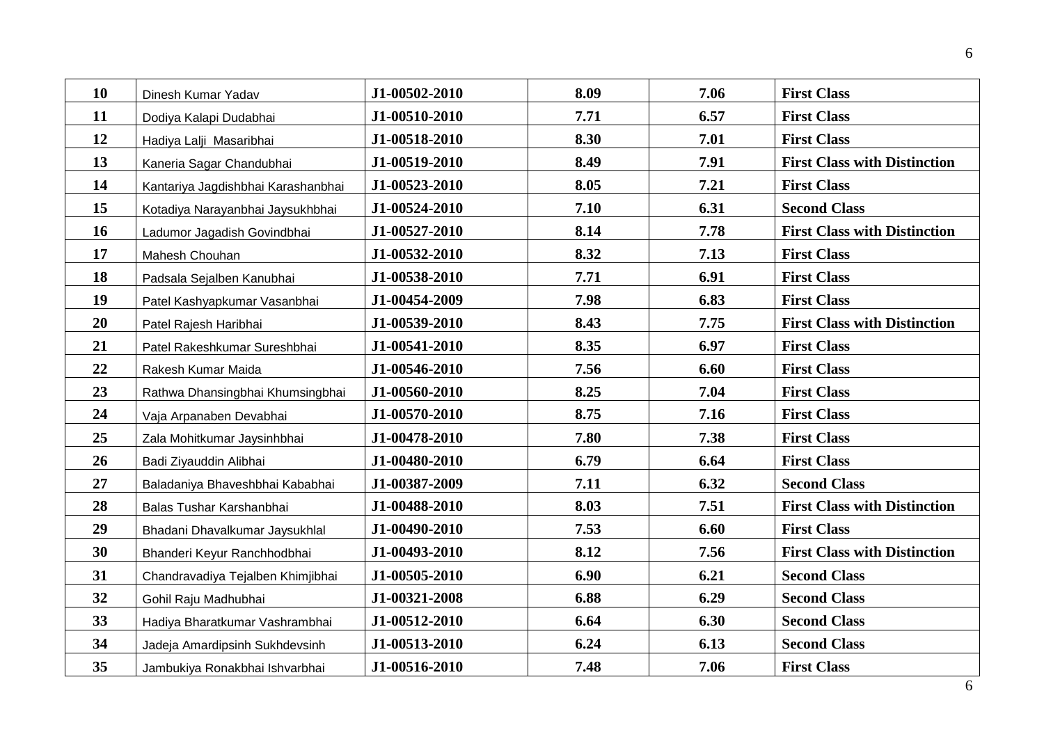| 10 | Dinesh Kumar Yadav | J1-00502-2010 | 8.09 | 7.06 | First Class |
|---|---|---|---|---|---|
| 11 | Dodiya Kalapi Dudabhai | J1-00510-2010 | 7.71 | 6.57 | First Class |
| 12 | Hadiya Lalji Masaribhai | J1-00518-2010 | 8.30 | 7.01 | First Class |
| 13 | Kaneria Sagar Chandubhai | J1-00519-2010 | 8.49 | 7.91 | First Class with Distinction |
| 14 | Kantariya Jagdishbhai Karashanbhai | J1-00523-2010 | 8.05 | 7.21 | First Class |
| 15 | Kotadiya Narayanbhai Jaysukhbhai | J1-00524-2010 | 7.10 | 6.31 | Second Class |
| 16 | Ladumor Jagadish Govindbhai | J1-00527-2010 | 8.14 | 7.78 | First Class with Distinction |
| 17 | Mahesh Chouhan | J1-00532-2010 | 8.32 | 7.13 | First Class |
| 18 | Padsala Sejalben Kanubhai | J1-00538-2010 | 7.71 | 6.91 | First Class |
| 19 | Patel Kashyapkumar Vasanbhai | J1-00454-2009 | 7.98 | 6.83 | First Class |
| 20 | Patel Rajesh Haribhai | J1-00539-2010 | 8.43 | 7.75 | First Class with Distinction |
| 21 | Patel Rakeshkumar Sureshbhai | J1-00541-2010 | 8.35 | 6.97 | First Class |
| 22 | Rakesh Kumar Maida | J1-00546-2010 | 7.56 | 6.60 | First Class |
| 23 | Rathwa Dhansingbhai Khumsingbhai | J1-00560-2010 | 8.25 | 7.04 | First Class |
| 24 | Vaja Arpanaben Devabhai | J1-00570-2010 | 8.75 | 7.16 | First Class |
| 25 | Zala Mohitkumar Jaysinhbhai | J1-00478-2010 | 7.80 | 7.38 | First Class |
| 26 | Badi Ziyauddin Alibhai | J1-00480-2010 | 6.79 | 6.64 | First Class |
| 27 | Baladaniya Bhaveshbhai Kababhai | J1-00387-2009 | 7.11 | 6.32 | Second Class |
| 28 | Balas Tushar Karshanbhai | J1-00488-2010 | 8.03 | 7.51 | First Class with Distinction |
| 29 | Bhadani Dhavalkumar Jaysukhlal | J1-00490-2010 | 7.53 | 6.60 | First Class |
| 30 | Bhanderi Keyur Ranchhodbhai | J1-00493-2010 | 8.12 | 7.56 | First Class with Distinction |
| 31 | Chandravadiya Tejalben Khimjibhai | J1-00505-2010 | 6.90 | 6.21 | Second Class |
| 32 | Gohil Raju Madhubhai | J1-00321-2008 | 6.88 | 6.29 | Second Class |
| 33 | Hadiya Bharatkumar Vashrambhai | J1-00512-2010 | 6.64 | 6.30 | Second Class |
| 34 | Jadeja Amardipsinh Sukhdevsinh | J1-00513-2010 | 6.24 | 6.13 | Second Class |
| 35 | Jambukiya Ronakbhai Ishvarbhai | J1-00516-2010 | 7.48 | 7.06 | First Class |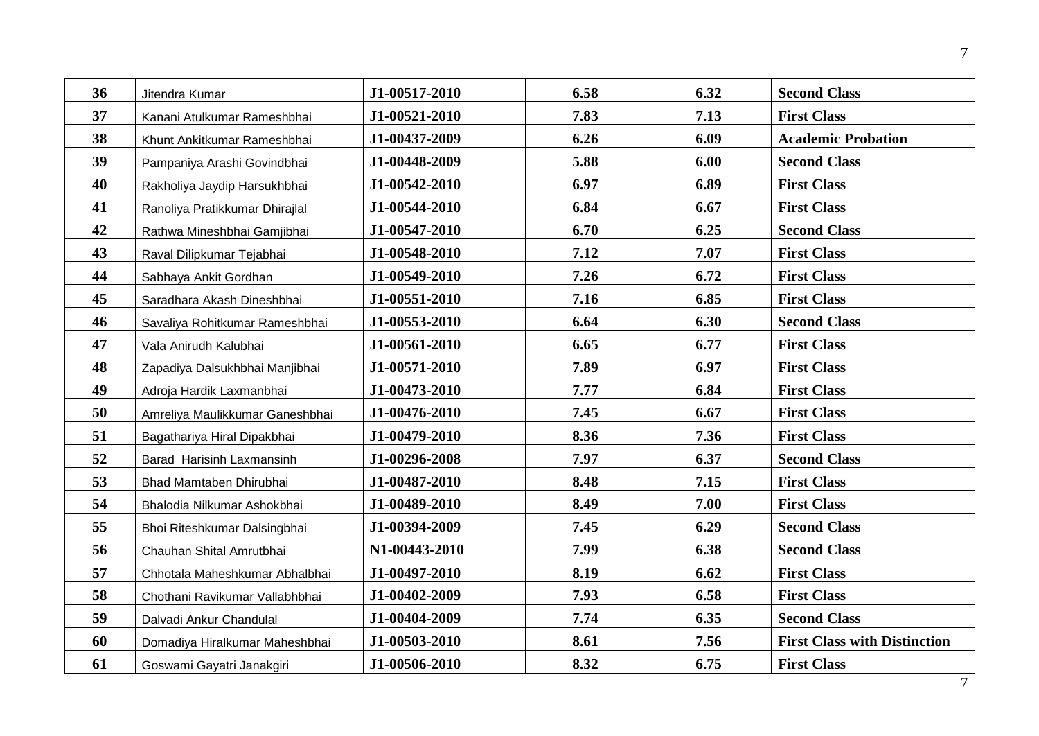| 36 | Jitendra Kumar | J1-00517-2010 | 6.58 | 6.32 | **Second Class** |
|---|---|---|---|---|---|
| 37 | Kanani Atulkumar Rameshbhai | J1-00521-2010 | 7.83 | 7.13 | **First Class** |
| 38 | Khunt Ankitkumar Rameshbhai | J1-00437-2009 | 6.26 | 6.09 | **Academic Probation** |
| 39 | Pampaniya Arashi Govindbhai | J1-00448-2009 | 5.88 | 6.00 | **Second Class** |
| 40 | Rakholiya Jaydip Harsukhbhai | J1-00542-2010 | 6.97 | 6.89 | **First Class** |
| 41 | Ranoliya Pratikkumar Dhirajlal | J1-00544-2010 | 6.84 | 6.67 | **First Class** |
| 42 | Rathwa Mineshbhai Gamjibhai | J1-00547-2010 | 6.70 | 6.25 | **Second Class** |
| 43 | Raval Dilipkumar Tejabhai | J1-00548-2010 | 7.12 | 7.07 | **First Class** |
| 44 | Sabhaya Ankit Gordhan | J1-00549-2010 | 7.26 | 6.72 | **First Class** |
| 45 | Saradhara Akash Dineshbhai | J1-00551-2010 | 7.16 | 6.85 | **First Class** |
| 46 | Savaliya Rohitkumar Rameshbhai | J1-00553-2010 | 6.64 | 6.30 | **Second Class** |
| 47 | Vala Anirudh Kalubhai | J1-00561-2010 | 6.65 | 6.77 | **First Class** |
| 48 | Zapadiya Dalsukhbhai Manjibhai | J1-00571-2010 | 7.89 | 6.97 | **First Class** |
| 49 | Adroja Hardik Laxmanbhai | J1-00473-2010 | 7.77 | 6.84 | **First Class** |
| 50 | Amreliya Maulikkumar Ganeshbhai | J1-00476-2010 | 7.45 | 6.67 | **First Class** |
| 51 | Bagathariya Hiral Dipakbhai | J1-00479-2010 | 8.36 | 7.36 | **First Class** |
| 52 | Barad Harisinh Laxmansinh | J1-00296-2008 | 7.97 | 6.37 | **Second Class** |
| 53 | Bhad Mamtaben Dhirubhai | J1-00487-2010 | 8.48 | 7.15 | **First Class** |
| 54 | Bhalodia Nilkumar Ashokbhai | J1-00489-2010 | 8.49 | 7.00 | **First Class** |
| 55 | Bhoi Riteshkumar Dalsingbhai | J1-00394-2009 | 7.45 | 6.29 | **Second Class** |
| 56 | Chauhan Shital Amrutbhai | N1-00443-2010 | 7.99 | 6.38 | **Second Class** |
| 57 | Chhotala Maheshkumar Abhalbhai | J1-00497-2010 | 8.19 | 6.62 | **First Class** |
| 58 | Chothani Ravikumar Vallabhbhai | J1-00402-2009 | 7.93 | 6.58 | **First Class** |
| 59 | Dalvadi Ankur Chandulal | J1-00404-2009 | 7.74 | 6.35 | **Second Class** |
| 60 | Domadiya Hiralkumar Maheshbhai | J1-00503-2010 | 8.61 | 7.56 | **First Class with Distinction** |
| 61 | Goswami Gayatri Janakgiri | J1-00506-2010 | 8.32 | 6.75 | **First Class** |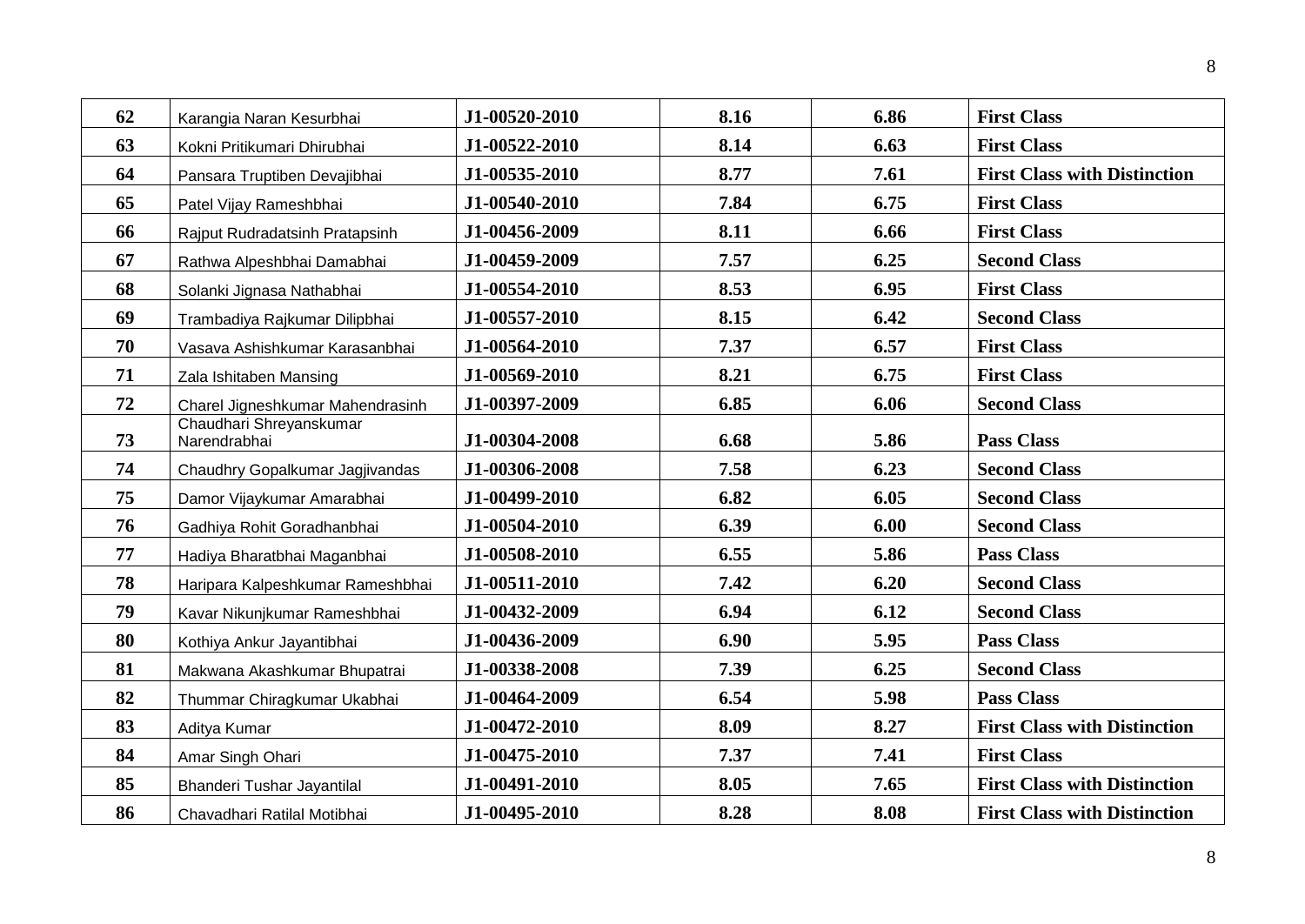| 62 | Karangia Naran Kesurbhai | J1-00520-2010 | 8.16 | 6.86 | First Class |
|---|---|---|---|---|---|
| 63 | Kokni Pritikumari Dhirubhai | J1-00522-2010 | 8.14 | 6.63 | First Class |
| 64 | Pansara Truptiben Devajibhai | J1-00535-2010 | 8.77 | 7.61 | First Class with Distinction |
| 65 | Patel Vijay Rameshbhai | J1-00540-2010 | 7.84 | 6.75 | First Class |
| 66 | Rajput Rudradatsinh Pratapsinh | J1-00456-2009 | 8.11 | 6.66 | First Class |
| 67 | Rathwa Alpeshbhai Damabhai | J1-00459-2009 | 7.57 | 6.25 | Second Class |
| 68 | Solanki Jignasa Nathabhai | J1-00554-2010 | 8.53 | 6.95 | First Class |
| 69 | Trambadiya Rajkumar Dilipbhai | J1-00557-2010 | 8.15 | 6.42 | Second Class |
| 70 | Vasava Ashishkumar Karasanbhai | J1-00564-2010 | 7.37 | 6.57 | First Class |
| 71 | Zala Ishitaben Mansing | J1-00569-2010 | 8.21 | 6.75 | First Class |
| 72 | Charel Jigneshkumar Mahendrasinh | J1-00397-2009 | 6.85 | 6.06 | Second Class |
| 73 | Chaudhari Shreyanskumar Narendrabhai | J1-00304-2008 | 6.68 | 5.86 | Pass Class |
| 74 | Chaudhry Gopalkumar Jagjivandas | J1-00306-2008 | 7.58 | 6.23 | Second Class |
| 75 | Damor Vijaykumar Amarabhai | J1-00499-2010 | 6.82 | 6.05 | Second Class |
| 76 | Gadhiya Rohit Goradhanbhai | J1-00504-2010 | 6.39 | 6.00 | Second Class |
| 77 | Hadiya Bharatbhai Maganbhai | J1-00508-2010 | 6.55 | 5.86 | Pass Class |
| 78 | Haripara Kalpeshkumar Rameshbhai | J1-00511-2010 | 7.42 | 6.20 | Second Class |
| 79 | Kavar Nikunjkumar Rameshbhai | J1-00432-2009 | 6.94 | 6.12 | Second Class |
| 80 | Kothiya Ankur Jayantibhai | J1-00436-2009 | 6.90 | 5.95 | Pass Class |
| 81 | Makwana Akashkumar Bhupatrai | J1-00338-2008 | 7.39 | 6.25 | Second Class |
| 82 | Thummar Chiragkumar Ukabhai | J1-00464-2009 | 6.54 | 5.98 | Pass Class |
| 83 | Aditya Kumar | J1-00472-2010 | 8.09 | 8.27 | First Class with Distinction |
| 84 | Amar Singh Ohari | J1-00475-2010 | 7.37 | 7.41 | First Class |
| 85 | Bhanderi Tushar Jayantilal | J1-00491-2010 | 8.05 | 7.65 | First Class with Distinction |
| 86 | Chavadhari Ratilal Motibhai | J1-00495-2010 | 8.28 | 8.08 | First Class with Distinction |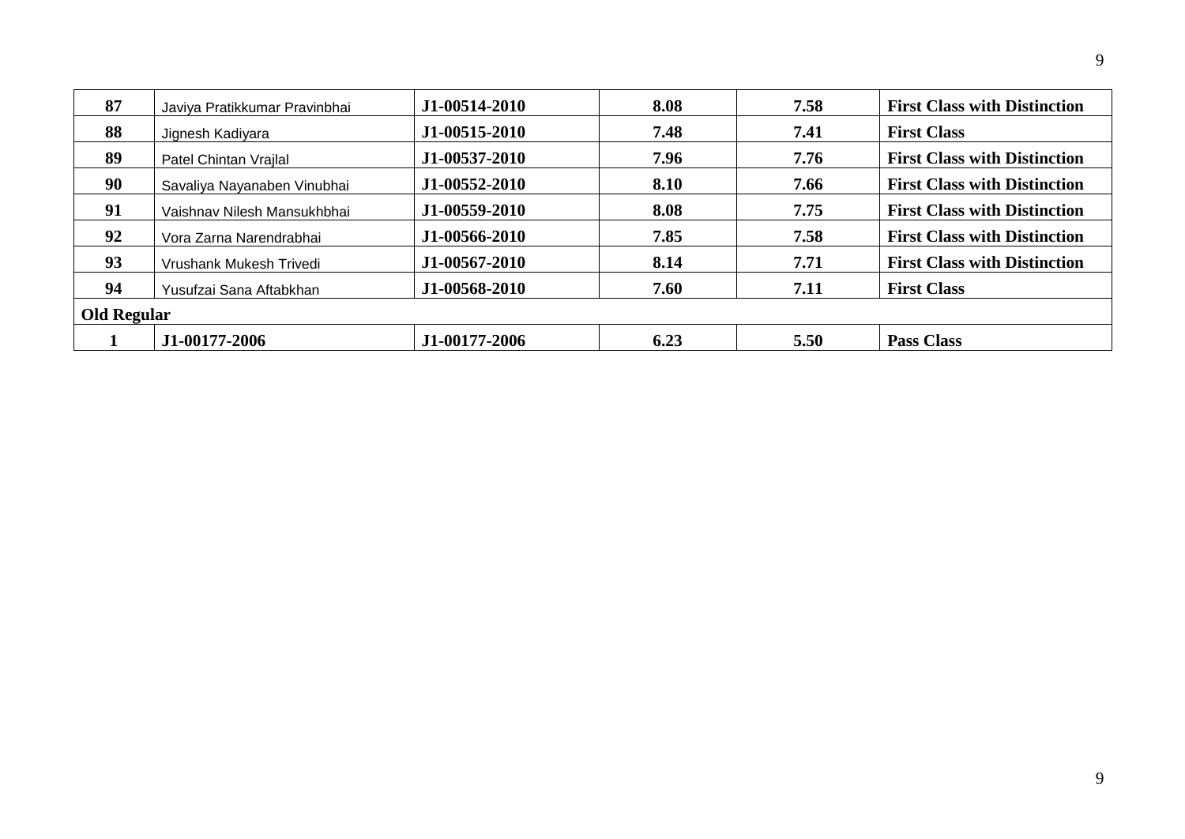| 87 | Javiya Pratikkumar Pravinbhai | J1-00514-2010 | 8.08 | 7.58 | First Class with Distinction |
|---|---|---|---|---|---|
| 88 | Jignesh Kadiyara | J1-00515-2010 | 7.48 | 7.41 | First Class |
| 89 | Patel Chintan Vrajlal | J1-00537-2010 | 7.96 | 7.76 | First Class with Distinction |
| 90 | Savaliya Nayanaben Vinubhai | J1-00552-2010 | 8.10 | 7.66 | First Class with Distinction |
| 91 | Vaishnav Nilesh Mansukhbhai | J1-00559-2010 | 8.08 | 7.75 | First Class with Distinction |
| 92 | Vora Zarna Narendrabhai | J1-00566-2010 | 7.85 | 7.58 | First Class with Distinction |
| 93 | Vrushank Mukesh Trivedi | J1-00567-2010 | 8.14 | 7.71 | First Class with Distinction |
| 94 | Yusufzai Sana Aftabkhan | J1-00568-2010 | 7.60 | 7.11 | First Class |
| **Old Regular** | | | | | |
| 1 | J1-00177-2006 | J1-00177-2006 | 6.23 | 5.50 | Pass Class |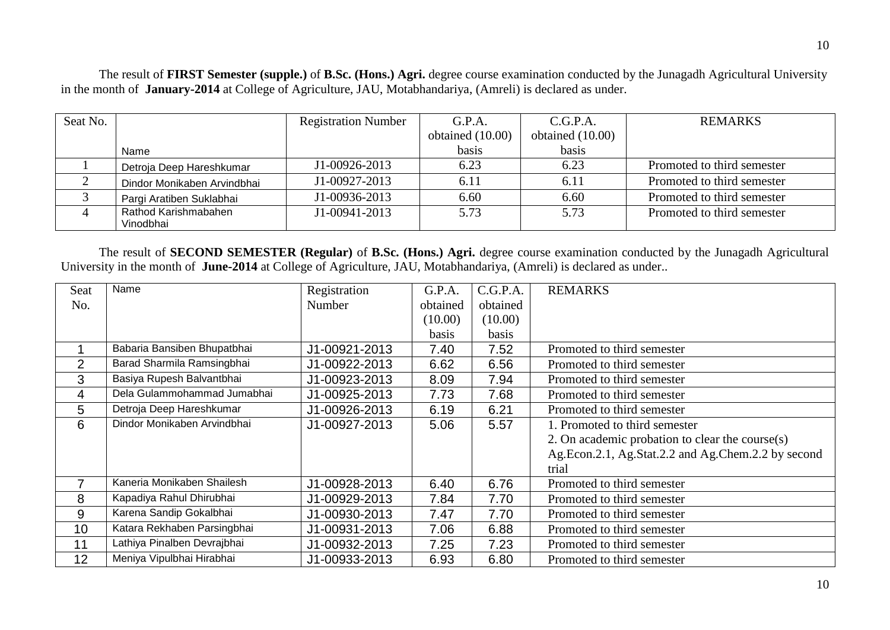The result of **FIRST Semester (supple.)** of **B.Sc. (Hons.) Agri.** degree course examination conducted by the Junagadh Agricultural University in the month of **January-2014** at College of Agriculture, JAU, Motabhandariya, (Amreli) is declared as under.

| Seat No. | Name | Registration Number | G.P.A. obtained (10.00) basis | C.G.P.A. obtained (10.00) basis | REMARKS |
|---|---|---|---|---|---|
| 1 | Detroja Deep Hareshkumar | J1-00926-2013 | 6.23 | 6.23 | Promoted to third semester |
| 2 | Dindor Monikaben Arvindbhai | J1-00927-2013 | 6.11 | 6.11 | Promoted to third semester |
| 3 | Pargi Aratiben Suklabhai | J1-00936-2013 | 6.60 | 6.60 | Promoted to third semester |
| 4 | Rathod Karishmabahen Vinodbhai | J1-00941-2013 | 5.73 | 5.73 | Promoted to third semester |

The result of **SECOND SEMESTER (Regular)** of **B.Sc. (Hons.) Agri.** degree course examination conducted by the Junagadh Agricultural University in the month of **June-2014** at College of Agriculture, JAU, Motabhandariya, (Amreli) is declared as under..

| Seat No. | Name | Registration Number | G.P.A. obtained (10.00) basis | C.G.P.A. obtained (10.00) basis | REMARKS |
|---|---|---|---|---|---|
| 1 | Babaria Bansiben Bhupatbhai | J1-00921-2013 | 7.40 | 7.52 | Promoted to third semester |
| 2 | Barad Sharmila Ramsingbhai | J1-00922-2013 | 6.62 | 6.56 | Promoted to third semester |
| 3 | Basiya Rupesh Balvantbhai | J1-00923-2013 | 8.09 | 7.94 | Promoted to third semester |
| 4 | Dela Gulammohammad Jumabhai | J1-00925-2013 | 7.73 | 7.68 | Promoted to third semester |
| 5 | Detroja Deep Hareshkumar | J1-00926-2013 | 6.19 | 6.21 | Promoted to third semester |
| 6 | Dindor Monikaben Arvindbhai | J1-00927-2013 | 5.06 | 5.57 | 1. Promoted to third semester<br>2. On academic probation to clear the course(s) Ag.Econ.2.1, Ag.Stat.2.2 and Ag.Chem.2.2 by second trial |
| 7 | Kaneria Monikaben Shailesh | J1-00928-2013 | 6.40 | 6.76 | Promoted to third semester |
| 8 | Kapadiya Rahul Dhirubhai | J1-00929-2013 | 7.84 | 7.70 | Promoted to third semester |
| 9 | Karena Sandip Gokalbhai | J1-00930-2013 | 7.47 | 7.70 | Promoted to third semester |
| 10 | Katara Rekhaben Parsingbhai | J1-00931-2013 | 7.06 | 6.88 | Promoted to third semester |
| 11 | Lathiya Pinalben Devrajbhai | J1-00932-2013 | 7.25 | 7.23 | Promoted to third semester |
| 12 | Meniya Vipulbhai Hirabhai | J1-00933-2013 | 6.93 | 6.80 | Promoted to third semester |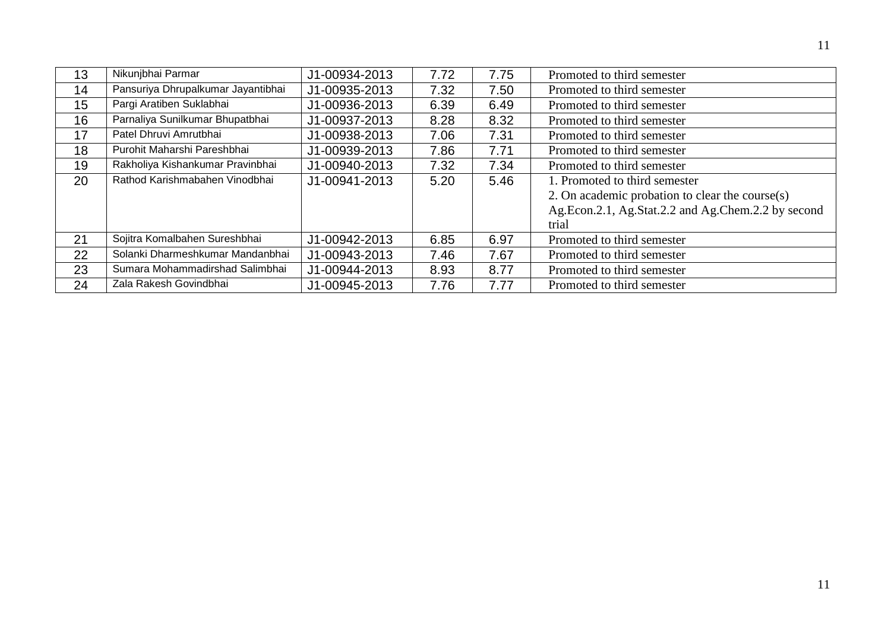| 13 | Nikunjbhai Parmar | J1-00934-2013 | 7.72 | 7.75 | Promoted to third semester |
|---|---|---|---|---|---|
| 14 | Pansuriya Dhrupalkumar Jayantibhai | J1-00935-2013 | 7.32 | 7.50 | Promoted to third semester |
| 15 | Pargi Aratiben Suklabhai | J1-00936-2013 | 6.39 | 6.49 | Promoted to third semester |
| 16 | Parnaliya Sunilkumar Bhupatbhai | J1-00937-2013 | 8.28 | 8.32 | Promoted to third semester |
| 17 | Patel Dhruvi Amrutbhai | J1-00938-2013 | 7.06 | 7.31 | Promoted to third semester |
| 18 | Purohit Maharshi Pareshbhai | J1-00939-2013 | 7.86 | 7.71 | Promoted to third semester |
| 19 | Rakholiya Kishankumar Pravinbhai | J1-00940-2013 | 7.32 | 7.34 | Promoted to third semester |
| 20 | Rathod Karishmabahen Vinodbhai | J1-00941-2013 | 5.20 | 5.46 | 1. Promoted to third semester<br>2. On academic probation to clear the course(s) Ag.Econ.2.1, Ag.Stat.2.2 and Ag.Chem.2.2 by second trial |
| 21 | Sojitra Komalbahen Sureshbhai | J1-00942-2013 | 6.85 | 6.97 | Promoted to third semester |
| 22 | Solanki Dharmeshkumar Mandanbhai | J1-00943-2013 | 7.46 | 7.67 | Promoted to third semester |
| 23 | Sumara Mohammadirshad Salimbhai | J1-00944-2013 | 8.93 | 8.77 | Promoted to third semester |
| 24 | Zala Rakesh Govindbhai | J1-00945-2013 | 7.76 | 7.77 | Promoted to third semester |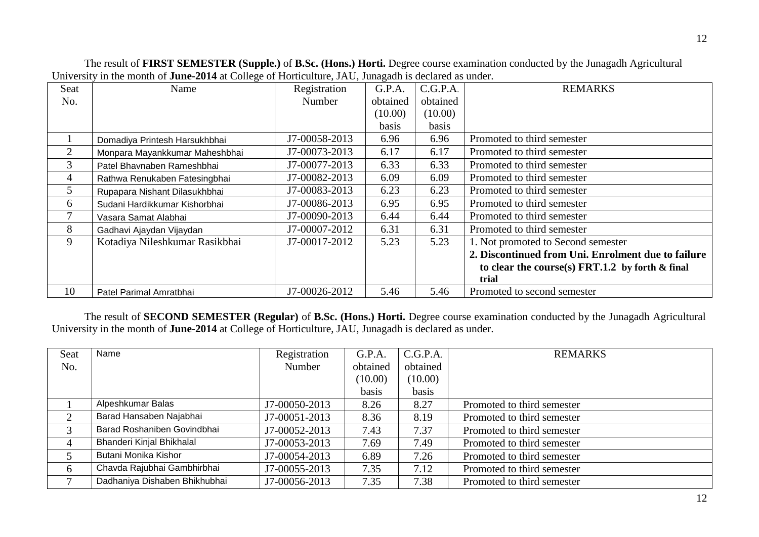The result of **FIRST SEMESTER (Supple.)** of **B.Sc. (Hons.) Horti.** Degree course examination conducted by the Junagadh Agricultural University in the month of **June-2014** at College of Horticulture, JAU, Junagadh is declared as under.

| Seat No. | Name | Registration Number | G.P.A. obtained (10.00) basis | C.G.P.A. obtained (10.00) basis | REMARKS |
|---|---|---|---|---|---|
| 1 | Domadiya Printesh Harsukhbhai | J7-00058-2013 | 6.96 | 6.96 | Promoted to third semester |
| 2 | Monpara Mayankkumar Maheshbhai | J7-00073-2013 | 6.17 | 6.17 | Promoted to third semester |
| 3 | Patel Bhavnaben Rameshbhai | J7-00077-2013 | 6.33 | 6.33 | Promoted to third semester |
| 4 | Rathwa Renukaben Fatesingbhai | J7-00082-2013 | 6.09 | 6.09 | Promoted to third semester |
| 5 | Rupapara Nishant Dilasukhbhai | J7-00083-2013 | 6.23 | 6.23 | Promoted to third semester |
| 6 | Sudani Hardikkumar Kishorbhai | J7-00086-2013 | 6.95 | 6.95 | Promoted to third semester |
| 7 | Vasara Samat Alabhai | J7-00090-2013 | 6.44 | 6.44 | Promoted to third semester |
| 8 | Gadhavi Ajaydan Vijaydan | J7-00007-2012 | 6.31 | 6.31 | Promoted to third semester |
| 9 | Kotadiya Nileshkumar Rasikbhai | J7-00017-2012 | 5.23 | 5.23 | 1. Not promoted to Second semester **2. Discontinued from Uni. Enrolment due to failure to clear the course(s) FRT.1.2 by forth & final trial** |
| 10 | Patel Parimal Amratbhai | J7-00026-2012 | 5.46 | 5.46 | Promoted to second semester |

The result of **SECOND SEMESTER (Regular)** of **B.Sc. (Hons.) Horti.** Degree course examination conducted by the Junagadh Agricultural University in the month of **June-2014** at College of Horticulture, JAU, Junagadh is declared as under.

| Seat No. | Name | Registration Number | G.P.A. obtained (10.00) basis | C.G.P.A. obtained (10.00) basis | REMARKS |
|---|---|---|---|---|---|
| 1 | Alpeshkumar Balas | J7-00050-2013 | 8.26 | 8.27 | Promoted to third semester |
| 2 | Barad Hansaben Najabhai | J7-00051-2013 | 8.36 | 8.19 | Promoted to third semester |
| 3 | Barad Roshaniben Govindbhai | J7-00052-2013 | 7.43 | 7.37 | Promoted to third semester |
| 4 | Bhanderi Kinjal Bhikhalal | J7-00053-2013 | 7.69 | 7.49 | Promoted to third semester |
| 5 | Butani Monika Kishor | J7-00054-2013 | 6.89 | 7.26 | Promoted to third semester |
| 6 | Chavda Rajubhai Gambhirbhai | J7-00055-2013 | 7.35 | 7.12 | Promoted to third semester |
| 7 | Dadhaniya Dishaben Bhikhubhai | J7-00056-2013 | 7.35 | 7.38 | Promoted to third semester |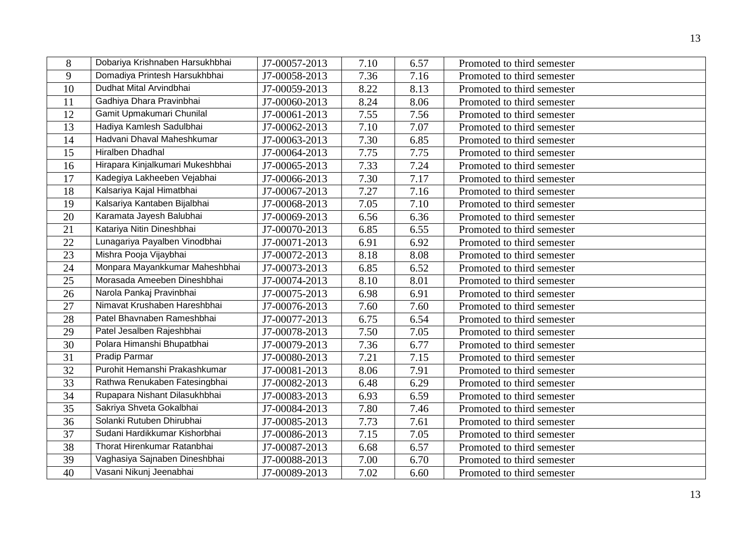| 8 | Dobariya Krishnaben Harsukhbhai | J7-00057-2013 | 7.10 | 6.57 | Promoted to third semester |
|---|---|---|---|---|---|
| 9 | Domadiya Printesh Harsukhbhai | J7-00058-2013 | 7.36 | 7.16 | Promoted to third semester |
| 10 | Dudhat Mital Arvindbhai | J7-00059-2013 | 8.22 | 8.13 | Promoted to third semester |
| 11 | Gadhiya Dhara Pravinbhai | J7-00060-2013 | 8.24 | 8.06 | Promoted to third semester |
| 12 | Gamit Upmakumari Chunilal | J7-00061-2013 | 7.55 | 7.56 | Promoted to third semester |
| 13 | Hadiya Kamlesh Sadulbhai | J7-00062-2013 | 7.10 | 7.07 | Promoted to third semester |
| 14 | Hadvani Dhaval Maheshkumar | J7-00063-2013 | 7.30 | 6.85 | Promoted to third semester |
| 15 | Hiralben Dhadhal | J7-00064-2013 | 7.75 | 7.75 | Promoted to third semester |
| 16 | Hirapara Kinjalkumari Mukeshbhai | J7-00065-2013 | 7.33 | 7.24 | Promoted to third semester |
| 17 | Kadegiya Lakheeben Vejabhai | J7-00066-2013 | 7.30 | 7.17 | Promoted to third semester |
| 18 | Kalsariya Kajal Himatbhai | J7-00067-2013 | 7.27 | 7.16 | Promoted to third semester |
| 19 | Kalsariya Kantaben Bijalbhai | J7-00068-2013 | 7.05 | 7.10 | Promoted to third semester |
| 20 | Karamata Jayesh Balubhai | J7-00069-2013 | 6.56 | 6.36 | Promoted to third semester |
| 21 | Katariya Nitin Dineshbhai | J7-00070-2013 | 6.85 | 6.55 | Promoted to third semester |
| 22 | Lunagariya Payalben Vinodbhai | J7-00071-2013 | 6.91 | 6.92 | Promoted to third semester |
| 23 | Mishra Pooja Vijaybhai | J7-00072-2013 | 8.18 | 8.08 | Promoted to third semester |
| 24 | Monpara Mayankkumar Maheshbhai | J7-00073-2013 | 6.85 | 6.52 | Promoted to third semester |
| 25 | Morasada Ameeben Dineshbhai | J7-00074-2013 | 8.10 | 8.01 | Promoted to third semester |
| 26 | Narola Pankaj Pravinbhai | J7-00075-2013 | 6.98 | 6.91 | Promoted to third semester |
| 27 | Nimavat Krushaben Hareshbhai | J7-00076-2013 | 7.60 | 7.60 | Promoted to third semester |
| 28 | Patel Bhavnaben Rameshbhai | J7-00077-2013 | 6.75 | 6.54 | Promoted to third semester |
| 29 | Patel Jesalben Rajeshbhai | J7-00078-2013 | 7.50 | 7.05 | Promoted to third semester |
| 30 | Polara Himanshi Bhupatbhai | J7-00079-2013 | 7.36 | 6.77 | Promoted to third semester |
| 31 | Pradip Parmar | J7-00080-2013 | 7.21 | 7.15 | Promoted to third semester |
| 32 | Purohit Hemanshi Prakashkumar | J7-00081-2013 | 8.06 | 7.91 | Promoted to third semester |
| 33 | Rathwa Renukaben Fatesingbhai | J7-00082-2013 | 6.48 | 6.29 | Promoted to third semester |
| 34 | Rupapara Nishant Dilasukhbhai | J7-00083-2013 | 6.93 | 6.59 | Promoted to third semester |
| 35 | Sakriya Shveta Gokalbhai | J7-00084-2013 | 7.80 | 7.46 | Promoted to third semester |
| 36 | Solanki Rutuben Dhirubhai | J7-00085-2013 | 7.73 | 7.61 | Promoted to third semester |
| 37 | Sudani Hardikkumar Kishorbhai | J7-00086-2013 | 7.15 | 7.05 | Promoted to third semester |
| 38 | Thorat Hirenkumar Ratanbhai | J7-00087-2013 | 6.68 | 6.57 | Promoted to third semester |
| 39 | Vaghasiya Sajnaben Dineshbhai | J7-00088-2013 | 7.00 | 6.70 | Promoted to third semester |
| 40 | Vasani Nikunj Jeenabhai | J7-00089-2013 | 7.02 | 6.60 | Promoted to third semester |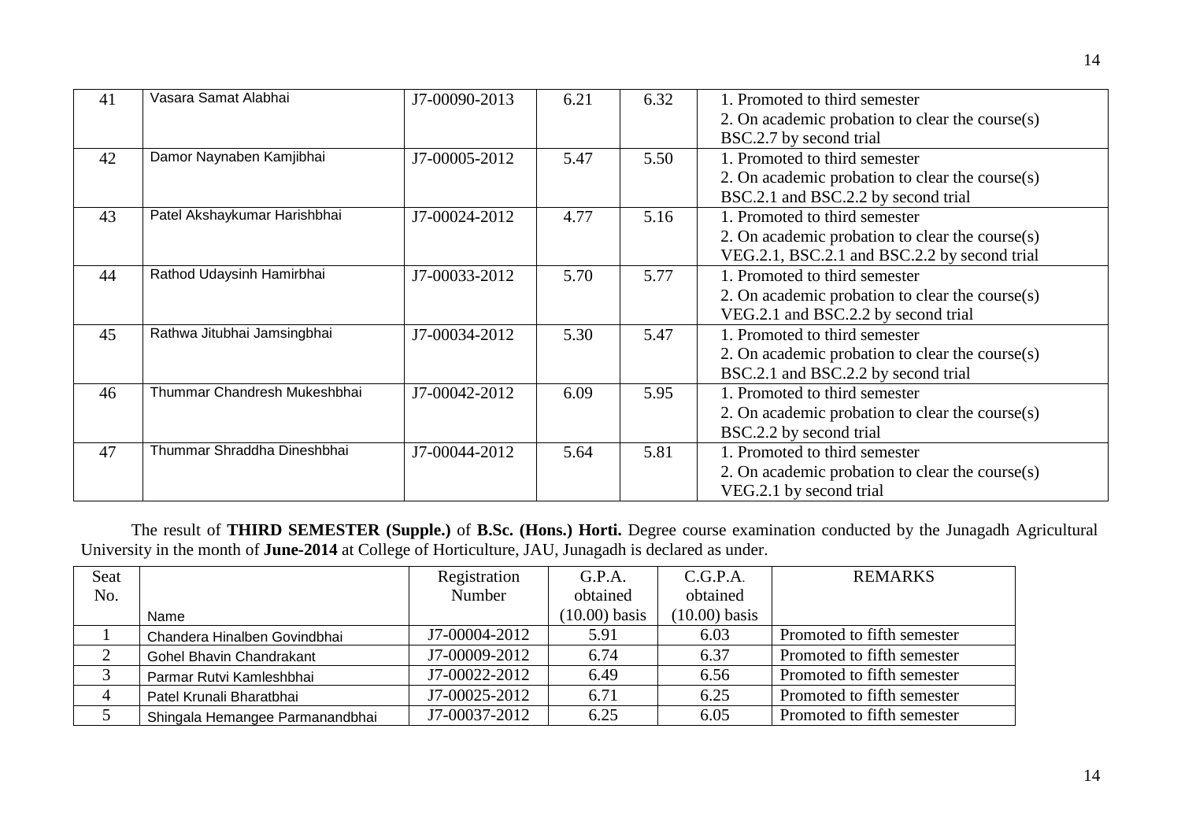| 41 | Vasara Samat Alabhai | J7-00090-2013 | 6.21 | 6.32 | 1. Promoted to third semester<br>2. On academic probation to clear the course(s) BSC.2.7 by second trial |
|---|---|---|---|---|---|
| 42 | Damor Naynaben Kamjibhai | J7-00005-2012 | 5.47 | 5.50 | 1. Promoted to third semester<br>2. On academic probation to clear the course(s) BSC.2.1 and BSC.2.2 by second trial |
| 43 | Patel Akshaykumar Harishbhai | J7-00024-2012 | 4.77 | 5.16 | 1. Promoted to third semester<br>2. On academic probation to clear the course(s) VEG.2.1, BSC.2.1 and BSC.2.2 by second trial |
| 44 | Rathod Udaysinh Hamirbhai | J7-00033-2012 | 5.70 | 5.77 | 1. Promoted to third semester<br>2. On academic probation to clear the course(s) VEG.2.1 and BSC.2.2 by second trial |
| 45 | Rathwa Jitubhai Jamsingbhai | J7-00034-2012 | 5.30 | 5.47 | 1. Promoted to third semester<br>2. On academic probation to clear the course(s) BSC.2.1 and BSC.2.2 by second trial |
| 46 | Thummar Chandresh Mukeshbhai | J7-00042-2012 | 6.09 | 5.95 | 1. Promoted to third semester<br>2. On academic probation to clear the course(s) BSC.2.2 by second trial |
| 47 | Thummar Shraddha Dineshbhai | J7-00044-2012 | 5.64 | 5.81 | 1. Promoted to third semester<br>2. On academic probation to clear the course(s) VEG.2.1 by second trial |

The result of **THIRD SEMESTER (Supple.)** of **B.Sc. (Hons.) Horti.** Degree course examination conducted by the Junagadh Agricultural University in the month of **June-2014** at College of Horticulture, JAU, Junagadh is declared as under.

| Seat No. | Name | Registration Number | G.P.A. obtained (10.00) basis | C.G.P.A. obtained (10.00) basis | REMARKS |
|---|---|---|---|---|---|
| 1 | Chandera Hinalben Govindbhai | J7-00004-2012 | 5.91 | 6.03 | Promoted to fifth semester |
| 2 | Gohel Bhavin Chandrakant | J7-00009-2012 | 6.74 | 6.37 | Promoted to fifth semester |
| 3 | Parmar Rutvi Kamleshbhai | J7-00022-2012 | 6.49 | 6.56 | Promoted to fifth semester |
| 4 | Patel Krunali Bharatbhai | J7-00025-2012 | 6.71 | 6.25 | Promoted to fifth semester |
| 5 | Shingala Hemangee Parmanandbhai | J7-00037-2012 | 6.25 | 6.05 | Promoted to fifth semester |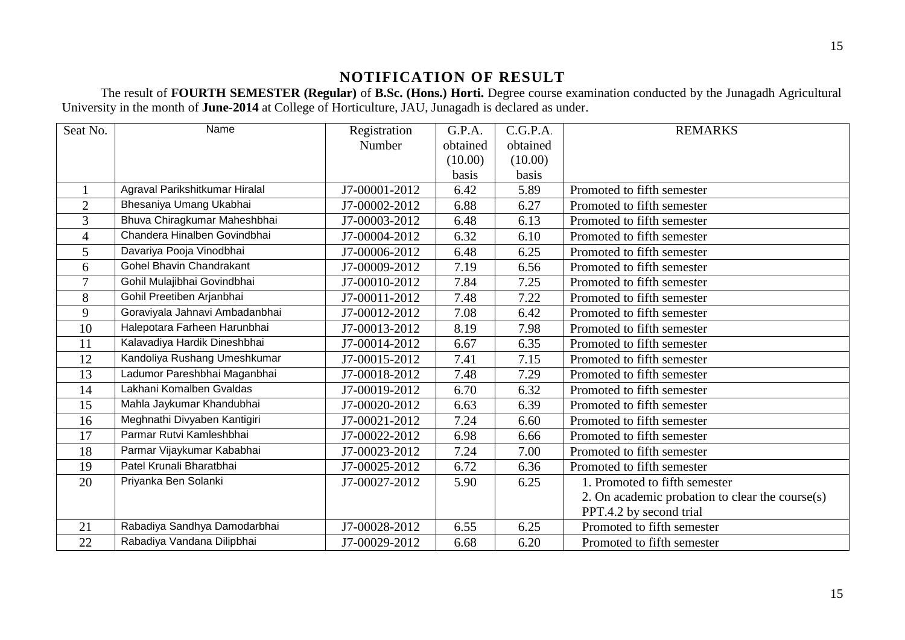# NOTIFICATION OF RESULT

The result of **FOURTH SEMESTER (Regular)** of **B.Sc. (Hons.) Horti.** Degree course examination conducted by the Junagadh Agricultural University in the month of **June-2014** at College of Horticulture, JAU, Junagadh is declared as under.

| Seat No. | Name | Registration Number | G.P.A. obtained (10.00) basis | C.G.P.A. obtained (10.00) basis | REMARKS |
|---|---|---|---|---|---|
| 1 | Agraval Parikshitkumar Hiralal | J7-00001-2012 | 6.42 | 5.89 | Promoted to fifth semester |
| 2 | Bhesaniya Umang Ukabhai | J7-00002-2012 | 6.88 | 6.27 | Promoted to fifth semester |
| 3 | Bhuva Chiragkumar Maheshbhai | J7-00003-2012 | 6.48 | 6.13 | Promoted to fifth semester |
| 4 | Chandera Hinalben Govindbhai | J7-00004-2012 | 6.32 | 6.10 | Promoted to fifth semester |
| 5 | Davariya Pooja Vinodbhai | J7-00006-2012 | 6.48 | 6.25 | Promoted to fifth semester |
| 6 | Gohel Bhavin Chandrakant | J7-00009-2012 | 7.19 | 6.56 | Promoted to fifth semester |
| 7 | Gohil Mulajibhai Govindbhai | J7-00010-2012 | 7.84 | 7.25 | Promoted to fifth semester |
| 8 | Gohil Preetiben Arjanbhai | J7-00011-2012 | 7.48 | 7.22 | Promoted to fifth semester |
| 9 | Goraviyala Jahnavi Ambadanbhai | J7-00012-2012 | 7.08 | 6.42 | Promoted to fifth semester |
| 10 | Halepotara Farheen Harunbhai | J7-00013-2012 | 8.19 | 7.98 | Promoted to fifth semester |
| 11 | Kalavadiya Hardik Dineshbhai | J7-00014-2012 | 6.67 | 6.35 | Promoted to fifth semester |
| 12 | Kandoliya Rushang Umeshkumar | J7-00015-2012 | 7.41 | 7.15 | Promoted to fifth semester |
| 13 | Ladumor Pareshbhai Maganbhai | J7-00018-2012 | 7.48 | 7.29 | Promoted to fifth semester |
| 14 | Lakhani Komalben Gvaldas | J7-00019-2012 | 6.70 | 6.32 | Promoted to fifth semester |
| 15 | Mahla Jaykumar Khandubhai | J7-00020-2012 | 6.63 | 6.39 | Promoted to fifth semester |
| 16 | Meghnathi Divyaben Kantigiri | J7-00021-2012 | 7.24 | 6.60 | Promoted to fifth semester |
| 17 | Parmar Rutvi Kamleshbhai | J7-00022-2012 | 6.98 | 6.66 | Promoted to fifth semester |
| 18 | Parmar Vijaykumar Kababhai | J7-00023-2012 | 7.24 | 7.00 | Promoted to fifth semester |
| 19 | Patel Krunali Bharatbhai | J7-00025-2012 | 6.72 | 6.36 | Promoted to fifth semester |
| 20 | Priyanka Ben Solanki | J7-00027-2012 | 5.90 | 6.25 | 1. Promoted to fifth semester<br>2. On academic probation to clear the course(s) PPT.4.2 by second trial |
| 21 | Rabadiya Sandhya Damodarbhai | J7-00028-2012 | 6.55 | 6.25 | Promoted to fifth semester |
| 22 | Rabadiya Vandana Dilipbhai | J7-00029-2012 | 6.68 | 6.20 | Promoted to fifth semester |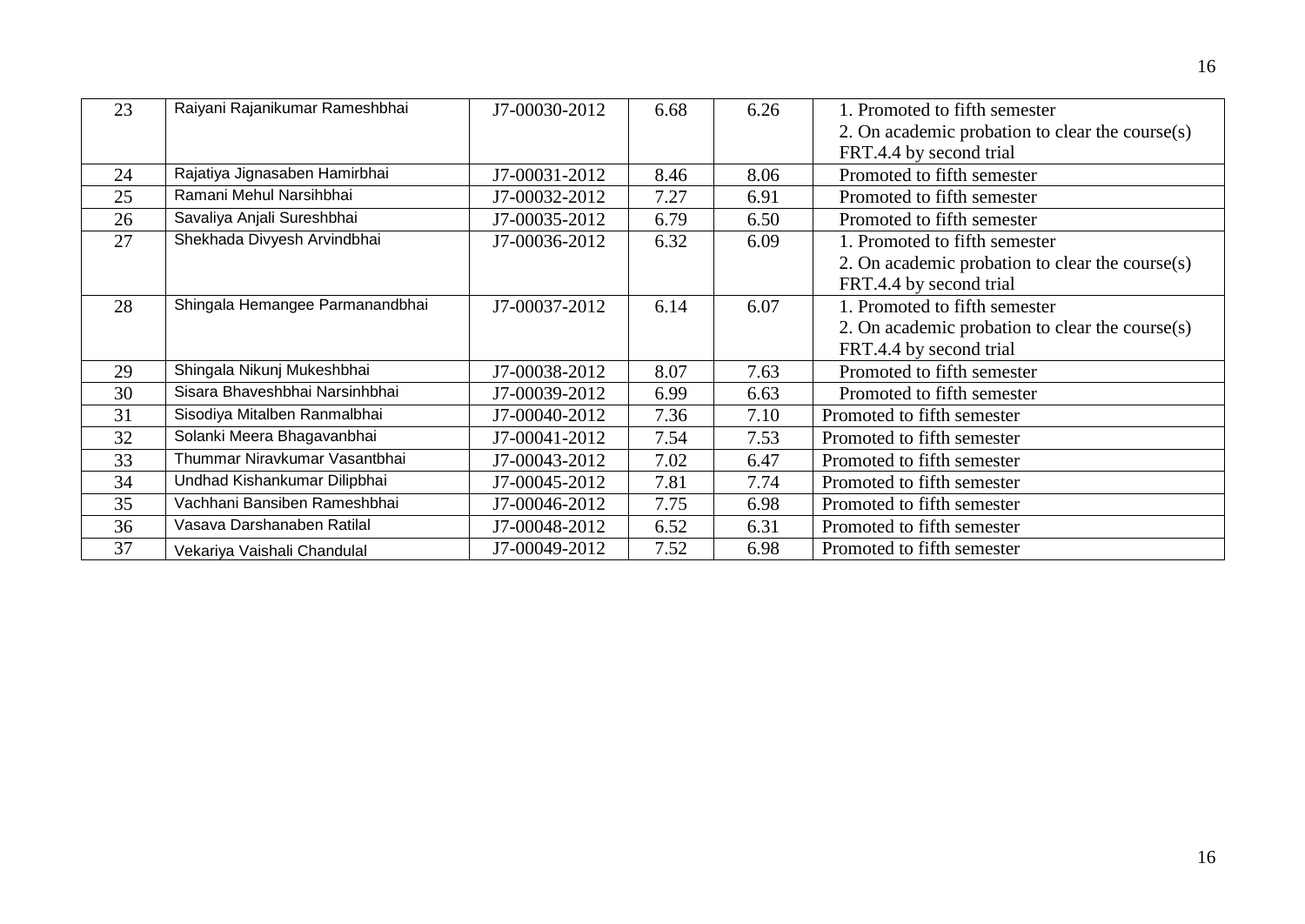| | | | | | |
|---|---|---|---|---|---|
| 23 | Raiyani Rajanikumar Rameshbhai | J7-00030-2012 | 6.68 | 6.26 | 1. Promoted to fifth semester<br>2. On academic probation to clear the course(s) FRT.4.4 by second trial |
| 24 | Rajatiya Jignasaben Hamirbhai | J7-00031-2012 | 8.46 | 8.06 | Promoted to fifth semester |
| 25 | Ramani Mehul Narsihbhai | J7-00032-2012 | 7.27 | 6.91 | Promoted to fifth semester |
| 26 | Savaliya Anjali Sureshbhai | J7-00035-2012 | 6.79 | 6.50 | Promoted to fifth semester |
| 27 | Shekhada Divyesh Arvindbhai | J7-00036-2012 | 6.32 | 6.09 | 1. Promoted to fifth semester<br>2. On academic probation to clear the course(s) FRT.4.4 by second trial |
| 28 | Shingala Hemangee Parmanandbhai | J7-00037-2012 | 6.14 | 6.07 | 1. Promoted to fifth semester<br>2. On academic probation to clear the course(s) FRT.4.4 by second trial |
| 29 | Shingala Nikunj Mukeshbhai | J7-00038-2012 | 8.07 | 7.63 | Promoted to fifth semester |
| 30 | Sisara Bhaveshbhai Narsinhbhai | J7-00039-2012 | 6.99 | 6.63 | Promoted to fifth semester |
| 31 | Sisodiya Mitalben Ranmalbhai | J7-00040-2012 | 7.36 | 7.10 | Promoted to fifth semester |
| 32 | Solanki Meera Bhagavanbhai | J7-00041-2012 | 7.54 | 7.53 | Promoted to fifth semester |
| 33 | Thummar Niravkumar Vasantbhai | J7-00043-2012 | 7.02 | 6.47 | Promoted to fifth semester |
| 34 | Undhad Kishankumar Dilipbhai | J7-00045-2012 | 7.81 | 7.74 | Promoted to fifth semester |
| 35 | Vachhani Bansiben Rameshbhai | J7-00046-2012 | 7.75 | 6.98 | Promoted to fifth semester |
| 36 | Vasava Darshanaben Ratilal | J7-00048-2012 | 6.52 | 6.31 | Promoted to fifth semester |
| 37 | Vekariya Vaishali Chandulal | J7-00049-2012 | 7.52 | 6.98 | Promoted to fifth semester |